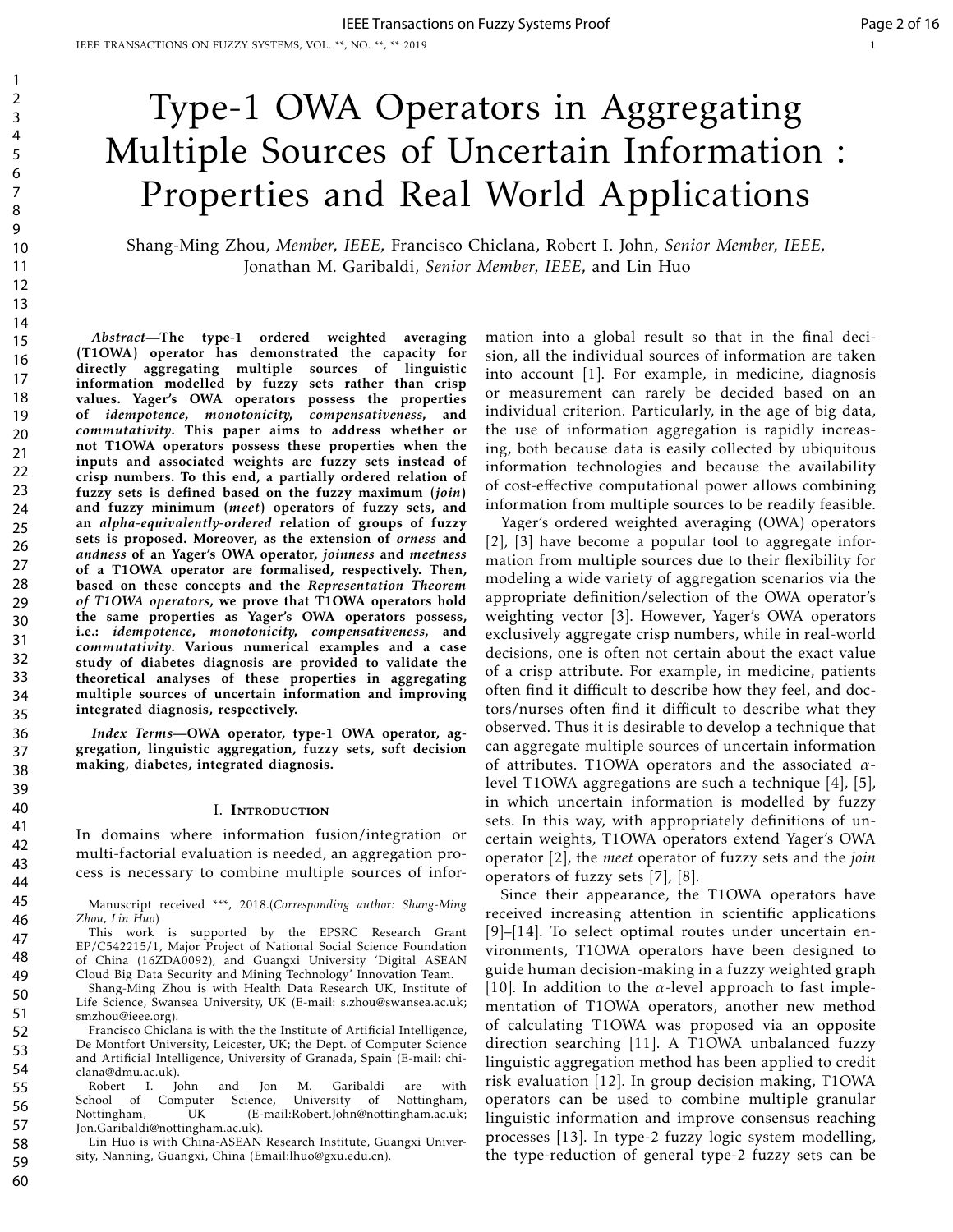# Type-1 OWA Operators in Aggregating Multiple Sources of Uncertain Information : Properties and Real World Applications

Shang-Ming Zhou, *Member, IEEE*, Francisco Chiclana, Robert I. John, *Senior Member, IEEE*, Jonathan M. Garibaldi, *Senior Member, IEEE*, and Lin Huo

***Abstract*—The type-1 ordered weighted averaging (T1OWA) operator has demonstrated the capacity for directly aggregating multiple sources of linguistic information modelled by fuzzy sets rather than crisp values. Yager's OWA operators possess the properties of *idempotence*, *monotonicity*, *compensativeness*, and *commutativity*. This paper aims to address whether or not T1OWA operators possess these properties when the inputs and associated weights are fuzzy sets instead of crisp numbers. To this end, a partially ordered relation of fuzzy sets is defined based on the fuzzy maximum (*join*) and fuzzy minimum (*meet*) operators of fuzzy sets, and an *alpha-equivalently-ordered* relation of groups of fuzzy sets is proposed. Moreover, as the extension of *orness* and *andness* of an Yager's OWA operator, *joinness* and *meetness* of a T1OWA operator are formalised, respectively. Then, based on these concepts and the *Representation Theorem of T1OWA operators*, we prove that T1OWA operators hold the same properties as Yager's OWA operators possess, i.e.: *idempotence*, *monotonicity*, *compensativeness*, and *commutativity*. Various numerical examples and a case study of diabetes diagnosis are provided to validate the theoretical analyses of these properties in aggregating multiple sources of uncertain information and improving integrated diagnosis, respectively.**

***Index Terms*—OWA operator, type-1 OWA operator, aggregation, linguistic aggregation, fuzzy sets, soft decision making, diabetes, integrated diagnosis.**

## I. Introduction

In domains where information fusion/integration or multi-factorial evaluation is needed, an aggregation process is necessary to combine multiple sources of information into a global result so that in the final decision, all the individual sources of information are taken into account [1]. For example, in medicine, diagnosis or measurement can rarely be decided based on an individual criterion. Particularly, in the age of big data, the use of information aggregation is rapidly increasing, both because data is easily collected by ubiquitous information technologies and because the availability of cost-effective computational power allows combining information from multiple sources to be readily feasible.

Yager's ordered weighted averaging (OWA) operators [2], [3] have become a popular tool to aggregate information from multiple sources due to their flexibility for modeling a wide variety of aggregation scenarios via the appropriate definition/selection of the OWA operator's weighting vector [3]. However, Yager's OWA operators exclusively aggregate crisp numbers, while in real-world decisions, one is often not certain about the exact value of a crisp attribute. For example, in medicine, patients often find it difficult to describe how they feel, and doctors/nurses often find it difficult to describe what they observed. Thus it is desirable to develop a technique that can aggregate multiple sources of uncertain information of attributes. T1OWA operators and the associated $\alpha$-level T1OWA aggregations are such a technique [4], [5], in which uncertain information is modelled by fuzzy sets. In this way, with appropriately definitions of uncertain weights, T1OWA operators extend Yager's OWA operator [2], the *meet* operator of fuzzy sets and the *join* operators of fuzzy sets [7], [8].

Since their appearance, the T1OWA operators have received increasing attention in scientific applications [9]–[14]. To select optimal routes under uncertain environments, T1OWA operators have been designed to guide human decision-making in a fuzzy weighted graph [10]. In addition to the $\alpha$-level approach to fast implementation of T1OWA operators, another new method of calculating T1OWA was proposed via an opposite direction searching [11]. A T1OWA unbalanced fuzzy linguistic aggregation method has been applied to credit risk evaluation [12]. In group decision making, T1OWA operators can be used to combine multiple granular linguistic information and improve consensus reaching processes [13]. In type-2 fuzzy logic system modelling, the type-reduction of general type-2 fuzzy sets can be

Manuscript received \*\*\*, 2018.(*Corresponding author: Shang-Ming Zhou, Lin Huo*)

This work is supported by the EPSRC Research Grant EP/C542215/1, Major Project of National Social Science Foundation of China (16ZDA0092), and Guangxi University 'Digital ASEAN Cloud Big Data Security and Mining Technology' Innovation Team.

Shang-Ming Zhou is with Health Data Research UK, Institute of Life Science, Swansea University, UK (E-mail: s.zhou@swansea.ac.uk; smzhou@ieee.org).

Francisco Chiclana is with the the Institute of Artificial Intelligence, De Montfort University, Leicester, UK; the Dept. of Computer Science and Artificial Intelligence, University of Granada, Spain (E-mail: chiclana@dmu.ac.uk).

Robert I. John and Jon M. Garibaldi are with School of Computer Science, University of Nottingham, Nottingham, UK (E-mail:Robert.John@nottingham.ac.uk; Jon.Garibaldi@nottingham.ac.uk).

Lin Huo is with China-ASEAN Research Institute, Guangxi University, Nanning, Guangxi, China (Email:lhuo@gxu.edu.cn).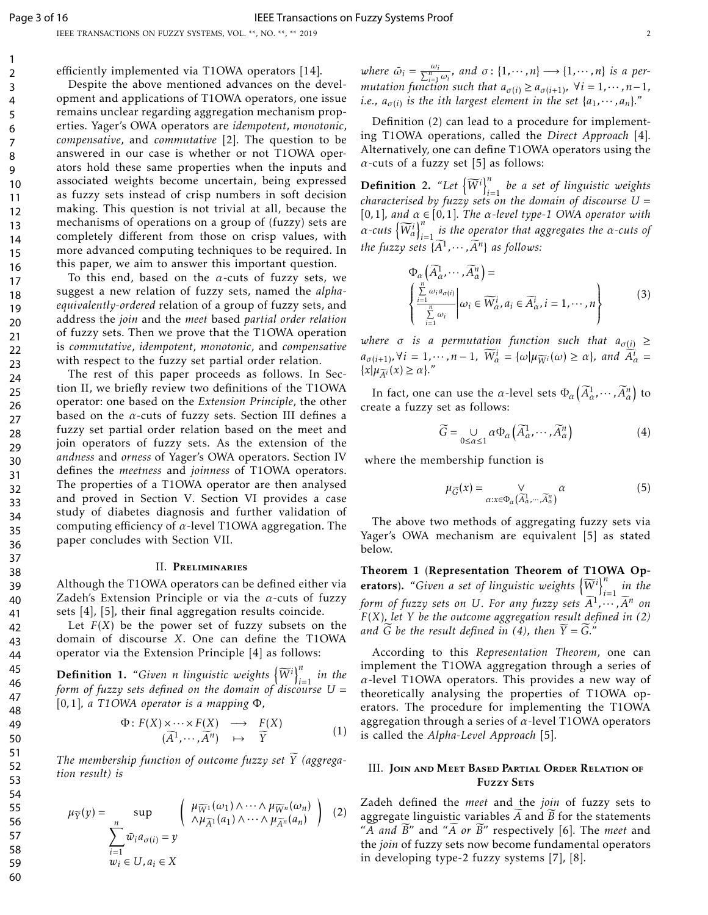efficiently implemented via T1OWA operators [14].

Despite the above mentioned advances on the development and applications of T1OWA operators, one issue remains unclear regarding aggregation mechanism properties. Yager's OWA operators are *idempotent*, *monotonic*, *compensative*, and *commutative* [2]. The question to be answered in our case is whether or not T1OWA operators hold these same properties when the inputs and associated weights become uncertain, being expressed as fuzzy sets instead of crisp numbers in soft decision making. This question is not trivial at all, because the mechanisms of operations on a group of (fuzzy) sets are completely different from those on crisp values, with more advanced computing techniques to be required. In this paper, we aim to answer this important question.

To this end, based on the $\alpha$-cuts of fuzzy sets, we suggest a new relation of fuzzy sets, named the *alpha-equivalently-ordered* relation of a group of fuzzy sets, and address the *join* and the *meet* based *partial order relation* of fuzzy sets. Then we prove that the T1OWA operation is *commutative*, *idempotent*, *monotonic*, and *compensative* with respect to the fuzzy set partial order relation.

The rest of this paper proceeds as follows. In Section II, we briefly review two definitions of the T1OWA operator: one based on the *Extension Principle*, the other based on the $\alpha$-cuts of fuzzy sets. Section III defines a fuzzy set partial order relation based on the meet and join operators of fuzzy sets. As the extension of the *andness* and *orness* of Yager's OWA operators. Section IV defines the *meetness* and *joinness* of T1OWA operators. The properties of a T1OWA operator are then analysed and proved in Section V. Section VI provides a case study of diabetes diagnosis and further validation of computing efficiency of $\alpha$-level T1OWA aggregation. The paper concludes with Section VII.

## II. Preliminaries

Although the T1OWA operators can be defined either via Zadeh's Extension Principle or via the $\alpha$-cuts of fuzzy sets [4], [5], their final aggregation results coincide.

Let $F(X)$ be the power set of fuzzy subsets on the domain of discourse $X$. One can define the T1OWA operator via the Extension Principle [4] as follows:

**Definition 1.** *"Given n linguistic weights $\left\{\widetilde{W}^i\right\}_{i=1}^n$ in the form of fuzzy sets defined on the domain of discourse $U = [0,1]$, a T1OWA operator is a mapping $\Phi$,*

$$\begin{array}{rccc} \Phi\colon & F(X)\times\cdots\times F(X) & \longrightarrow & F(X) \\ & (\widetilde{A}^1,\cdots,\widetilde{A}^n) & \mapsto & \widetilde{Y} \end{array} \tag{1}$$

*The membership function of outcome fuzzy set $\widetilde{Y}$ (aggregation result) is*

$$\mu_{\widetilde{Y}}(y) = \sup_{\substack{\sum_{i=1}^{n} \bar{w}_i a_{\sigma(i)} = y \\ w_i \in U, a_i \in X}} \left( \begin{array}{c} \mu_{\widetilde{W}^1}(\omega_1) \wedge \cdots \wedge \mu_{\widetilde{W}^n}(\omega_n) \\ \wedge \mu_{\widetilde{A}^1}(a_1) \wedge \cdots \wedge \mu_{\widetilde{A}^n}(a_n) \end{array} \right) \tag{2}$$

*where $\bar{\omega}_i = \frac{\omega_i}{\sum_{i=1}^n \omega_i}$, and $\sigma\colon \{1,\cdots,n\} \longrightarrow \{1,\cdots,n\}$ is a permutation function such that $a_{\sigma(i)} \geq a_{\sigma(i+1)}$, $\forall i = 1,\cdots,n-1$, i.e., $a_{\sigma(i)}$ is the ith largest element in the set $\{a_1,\cdots,a_n\}$."*

Definition (2) can lead to a procedure for implementing T1OWA operations, called the *Direct Approach* [4]. Alternatively, one can define T1OWA operators using the $\alpha$-cuts of a fuzzy set [5] as follows:

**Definition 2.** *"Let $\left\{\widetilde{W}^i\right\}_{i=1}^n$ be a set of linguistic weights characterised by fuzzy sets on the domain of discourse $U = [0,1]$, and $\alpha \in [0,1]$. The $\alpha$-level type-1 OWA operator with $\alpha$-cuts $\left\{\widetilde{W}_\alpha^i\right\}_{i=1}^n$ is the operator that aggregates the $\alpha$-cuts of the fuzzy sets $\{\widetilde{A}^1,\cdots,\widetilde{A}^n\}$ as follows:*

$$\Phi_\alpha\left(\widetilde{A}_\alpha^1,\cdots,\widetilde{A}_\alpha^n\right) = \left\{ \frac{\sum_{i=1}^n \omega_i a_{\sigma(i)}}{\sum_{i=1}^n \omega_i} \middle| \omega_i \in \widetilde{W}_\alpha^i, a_i \in \widetilde{A}_\alpha^i, i = 1,\cdots,n \right\} \tag{3}$$

*where $\sigma$ is a permutation function such that $a_{\sigma(i)} \geq a_{\sigma(i+1)}, \forall i = 1,\cdots,n-1$, $\widetilde{W}_\alpha^i = \{\omega | \mu_{\widetilde{W}^i}(\omega) \geq \alpha\}$, and $\widetilde{A}_\alpha^i = \{x | \mu_{\widetilde{A}^i}(x) \geq \alpha\}$."*

In fact, one can use the $\alpha$-level sets $\Phi_\alpha\left(\widetilde{A}_\alpha^1,\cdots,\widetilde{A}_\alpha^n\right)$ to create a fuzzy set as follows:

$$\widetilde{G} = \bigcup_{0\leq\alpha\leq1} \alpha\Phi_\alpha\left(\widetilde{A}_\alpha^1,\cdots,\widetilde{A}_\alpha^n\right) \tag{4}$$

where the membership function is

$$\mu_{\widetilde{G}}(x) = \bigvee_{\alpha : x\in\Phi_\alpha\left(\widetilde{A}_\alpha^1,\cdots,\widetilde{A}_\alpha^n\right)} \alpha \tag{5}$$

The above two methods of aggregating fuzzy sets via Yager's OWA mechanism are equivalent [5] as stated below.

**Theorem 1** (**Representation Theorem of T1OWA Operators**). *"Given a set of linguistic weights $\left\{\widetilde{W}^i\right\}_{i=1}^n$ in the form of fuzzy sets on $U$. For any fuzzy sets $\widetilde{A}^1,\cdots,\widetilde{A}^n$ on $F(X)$, let $Y$ be the outcome aggregation result defined in (2) and $\widetilde{G}$ be the result defined in (4), then $\widetilde{Y} = \widetilde{G}$."*

According to this *Representation Theorem*, one can implement the T1OWA aggregation through a series of $\alpha$-level T1OWA operators. This provides a new way of theoretically analysing the properties of T1OWA operators. The procedure for implementing the T1OWA aggregation through a series of $\alpha$-level T1OWA operators is called the *Alpha-Level Approach* [5].

## III. Join and Meet Based Partial Order Relation of Fuzzy Sets

Zadeh defined the *meet* and the *join* of fuzzy sets to aggregate linguistic variables $\widetilde{A}$ and $\widetilde{B}$ for the statements "$\widetilde{A}$ *and* $\widetilde{B}$" and "$\widetilde{A}$ *or* $\widetilde{B}$" respectively [6]. The *meet* and the *join* of fuzzy sets now become fundamental operators in developing type-2 fuzzy systems [7], [8].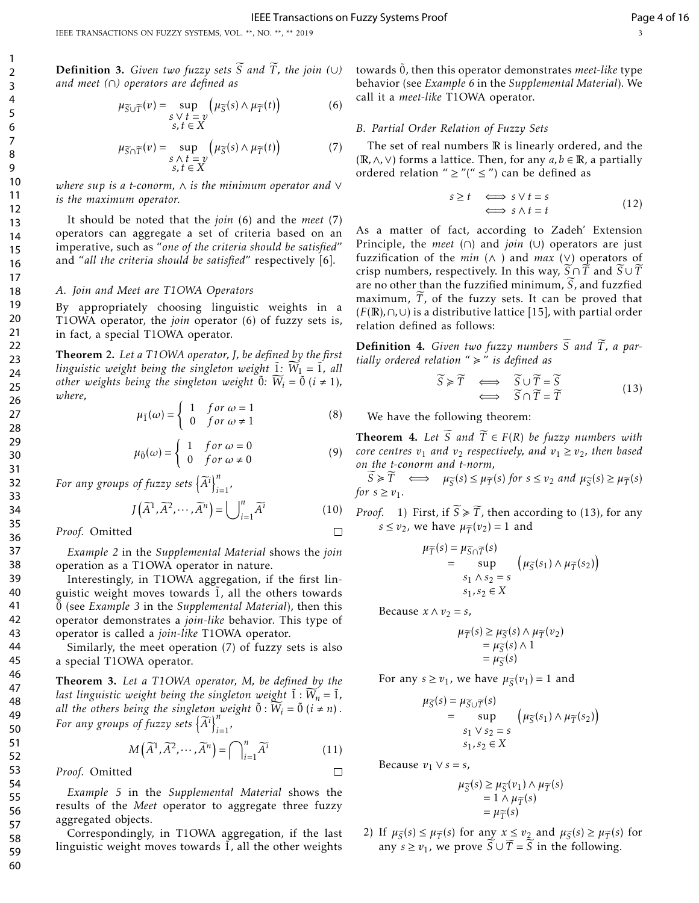**Definition 3.** *Given two fuzzy sets $\widetilde{S}$ and $\widetilde{T}$, the join ($\cup$) and meet ($\cap$) operators are defined as*

$$\mu_{\widetilde{S}\cup\widetilde{T}}(v) = \sup_{\substack{s \vee t = v \\ s,t \in X}} \left(\mu_{\widetilde{S}}(s) \wedge \mu_{\widetilde{T}}(t)\right) \tag{6}$$

$$\mu_{\widetilde{S}\cap\widetilde{T}}(v) = \sup_{\substack{s \wedge t = v \\ s,t \in X}} \left(\mu_{\widetilde{S}}(s) \wedge \mu_{\widetilde{T}}(t)\right) \tag{7}$$

*where sup is a t-conorm, $\wedge$ is the minimum operator and $\vee$ is the maximum operator.*

It should be noted that the *join* (6) and the *meet* (7) operators can aggregate a set of criteria based on an imperative, such as "*one of the criteria should be satisfied*" and "*all the criteria should be satisfied*" respectively [6].

### A. Join and Meet are T1OWA Operators

By appropriately choosing linguistic weights in a T1OWA operator, the *join* operator (6) of fuzzy sets is, in fact, a special T1OWA operator.

**Theorem 2.** *Let a T1OWA operator, J, be defined by the first linguistic weight being the singleton weight $\tilde{1}$: $\widetilde{W}_1 = \tilde{1}$, all other weights being the singleton weight $\tilde{0}$: $\widetilde{W}_i = \tilde{0}$ ($i \neq 1$), where,*

$$\mu_{\tilde{1}}(\omega) = \begin{cases} 1 & for\ \omega = 1 \\ 0 & for\ \omega \neq 1 \end{cases} \tag{8}$$

$$\mu_{\tilde{0}}(\omega) = \begin{cases} 1 & for\ \omega = 0 \\ 0 & for\ \omega \neq 0 \end{cases} \tag{9}$$

*For any groups of fuzzy sets $\left\{\widetilde{A^i}\right\}_{i=1}^{n}$,*

$$J\left(\widetilde{A}^1, \widetilde{A}^2, \cdots, \widetilde{A}^n\right) = \bigcup\nolimits_{i=1}^{n} \widetilde{A^i} \tag{10}$$

*Proof.* Omitted □

*Example 2* in the *Supplemental Material* shows the *join* operation as a T1OWA operator in nature.

Interestingly, in T1OWA aggregation, if the first linguistic weight moves towards $\tilde{1}$, all the others towards $\tilde{0}$ (see *Example 3* in the *Supplemental Material*), then this operator demonstrates a *join-like* behavior. This type of operator is called a *join-like* T1OWA operator.

Similarly, the meet operation (7) of fuzzy sets is also a special T1OWA operator.

**Theorem 3.** *Let a T1OWA operator, M, be defined by the last linguistic weight being the singleton weight $\tilde{1}$ : $\widetilde{W}_n = \tilde{1}$, all the others being the singleton weight $\tilde{0}$ : $\widetilde{W}_i = \tilde{0}$ ($i \neq n$). For any groups of fuzzy sets $\left\{\widetilde{A^i}\right\}_{i=1}^{n}$,*

$$M\left(\widetilde{A}^1, \widetilde{A}^2, \cdots, \widetilde{A}^n\right) = \bigcap\nolimits_{i=1}^{n} \widetilde{A^i} \tag{11}$$

*Proof.* Omitted □

*Example 5* in the *Supplemental Material* shows the results of the *Meet* operator to aggregate three fuzzy aggregated objects.

Correspondingly, in T1OWA aggregation, if the last linguistic weight moves towards $\tilde{1}$, all the other weights towards $\tilde{0}$, then this operator demonstrates *meet-like* type behavior (see *Example 6* in the *Supplemental Material*). We call it a *meet-like* T1OWA operator.

### B. Partial Order Relation of Fuzzy Sets

The set of real numbers $\mathbb{R}$ is linearly ordered, and the $(\mathbb{R}, \wedge, \vee)$ forms a lattice. Then, for any $a, b \in \mathbb{R}$, a partially ordered relation "$\geq$"("$\leq$") can be defined as

$$\begin{aligned} s \geq t \quad &\Longleftrightarrow s \vee t = s \\ &\Longleftrightarrow s \wedge t = t \end{aligned} \tag{12}$$

As a matter of fact, according to Zadeh' Extension Principle, the *meet* ($\cap$) and *join* ($\cup$) operators are just fuzzification of the *min* ($\wedge$ ) and *max* ($\vee$) operators of crisp numbers, respectively. In this way, $\widetilde{S} \cap \widetilde{T}$ and $\widetilde{S} \cup \widetilde{T}$ are no other than the fuzzified minimum, $\widetilde{S}$, and fuzzfied maximum, $\widetilde{T}$, of the fuzzy sets. It can be proved that $(F(\mathbb{R}), \cap, \cup)$ is a distributive lattice [15], with partial order relation defined as follows:

**Definition 4.** *Given two fuzzy numbers $\widetilde{S}$ and $\widetilde{T}$, a partially ordered relation "$\succcurlyeq$" is defined as*

$$\begin{aligned} \widetilde{S} \succcurlyeq \widetilde{T} \quad &\Longleftrightarrow \quad \widetilde{S} \cup \widetilde{T} = \widetilde{S} \\ &\Longleftrightarrow \quad \widetilde{S} \cap \widetilde{T} = \widetilde{T} \end{aligned} \tag{13}$$

We have the following theorem:

**Theorem 4.** *Let $\widetilde{S}$ and $\widetilde{T} \in F(R)$ be fuzzy numbers with core centres $v_1$ and $v_2$ respectively, and $v_1 \geq v_2$, then based on the t-conorm and t-norm,*

*$\widetilde{S} \succcurlyeq \widetilde{T} \iff \mu_{\widetilde{S}}(s) \leq \mu_{\widetilde{T}}(s)$ for $s \leq v_2$ and $\mu_{\widetilde{S}}(s) \geq \mu_{\widetilde{T}}(s)$ for $s \geq v_1$.*

*Proof.*

1) First, if $\widetilde{S} \succcurlyeq \widetilde{T}$, then according to (13), for any $s \leq v_2$, we have $\mu_{\widetilde{T}}(v_2) = 1$ and

$$\begin{aligned} \mu_{\widetilde{T}}(s) &= \mu_{\widetilde{S}\cap\widetilde{T}}(s) \\ &= \sup_{\substack{s_1 \wedge s_2 = s \\ s_1, s_2 \in X}} \left(\mu_{\widetilde{S}}(s_1) \wedge \mu_{\widetilde{T}}(s_2)\right) \end{aligned}$$

Because $x \wedge v_2 = s$,

$$\begin{aligned} \mu_{\widetilde{T}}(s) &\geq \mu_{\widetilde{S}}(s) \wedge \mu_{\widetilde{T}}(v_2) \\ &= \mu_{\widetilde{S}}(s) \wedge 1 \\ &= \mu_{\widetilde{S}}(s) \end{aligned}$$

For any $s \geq v_1$, we have $\mu_{\widetilde{S}}(v_1) = 1$ and

$$\begin{aligned} \mu_{\widetilde{S}}(s) &= \mu_{\widetilde{S}\cup\widetilde{T}}(s) \\ &= \sup_{\substack{s_1 \vee s_2 = s \\ s_1, s_2 \in X}} \left(\mu_{\widetilde{S}}(s_1) \wedge \mu_{\widetilde{T}}(s_2)\right) \end{aligned}$$

Because $v_1 \vee s = s$,

$$\begin{aligned} \mu_{\widetilde{S}}(s) &\geq \mu_{\widetilde{S}}(v_1) \wedge \mu_{\widetilde{T}}(s) \\ &= 1 \wedge \mu_{\widetilde{T}}(s) \\ &= \mu_{\widetilde{T}}(s) \end{aligned}$$

2) If $\mu_{\widetilde{S}}(s) \leq \mu_{\widetilde{T}}(s)$ for any $x \leq v_2$ and $\mu_{\widetilde{S}}(s) \geq \mu_{\widetilde{T}}(s)$ for any $s \geq v_1$, we prove $\widetilde{S} \cup \widetilde{T} = \widetilde{S}$ in the following.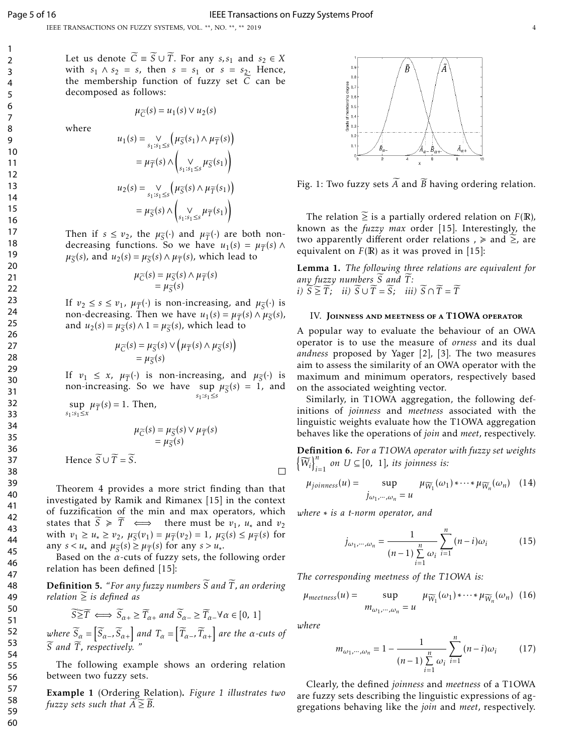Let us denote $\widetilde{C} \equiv \widetilde{S} \cup \widetilde{T}$. For any $s$,$s_1$ and $s_2 \in X$ with $s_1 \wedge s_2 = s$, then $s = s_1$ or $s = s_2$. Hence, the membership function of fuzzy set $\widetilde{C}$ can be decomposed as follows:

$$\mu_{\widetilde{C}}(s) = u_1(s) \vee u_2(s)$$

where

$$\begin{aligned} u_1(s) &= \bigvee_{s_1:s_1 \leq s} \left(\mu_{\widetilde{S}}(s_1) \wedge \mu_{\widetilde{T}}(s)\right) \\ &= \mu_{\widetilde{T}}(s) \wedge \left(\bigvee_{s_1:s_1 \leq s} \mu_{\widetilde{S}}(s_1)\right) \end{aligned}$$

$$\begin{aligned} u_2(s) &= \bigvee_{s_1:s_1 \leq s} \left(\mu_{\widetilde{S}}(s) \wedge \mu_{\widetilde{T}}(s_1)\right) \\ &= \mu_{\widetilde{S}}(s) \wedge \left(\bigvee_{s_1:s_1 \leq s} \mu_{\widetilde{T}}(s_1)\right) \end{aligned}$$

Then if $s \leq v_2$, the $\mu_{\widetilde{S}}(\cdot)$ and $\mu_{\widetilde{T}}(\cdot)$ are both non-decreasing functions. So we have $u_1(s) = \mu_{\widetilde{T}}(s) \wedge \mu_{\widetilde{S}}(s)$, and $u_2(s) = \mu_{\widetilde{S}}(s) \wedge \mu_{\widetilde{T}}(s)$, which lead to

$$\begin{aligned} \mu_{\widetilde{C}}(s) &= \mu_{\widetilde{S}}(s) \wedge \mu_{\widetilde{T}}(s) \\ &= \mu_{\widetilde{S}}(s) \end{aligned}$$

If $v_2 \leq s \leq v_1$, $\mu_{\widetilde{T}}(\cdot)$ is non-increasing, and $\mu_{\widetilde{S}}(\cdot)$ is non-decreasing. Then we have $u_1(s) = \mu_{\widetilde{T}}(s) \wedge \mu_{\widetilde{S}}(s)$, and $u_2(s) = \mu_{\widetilde{S}}(s) \wedge 1 = \mu_{\widetilde{S}}(s)$, which lead to

$$\begin{aligned} \mu_{\widetilde{C}}(s) &= \mu_{\widetilde{S}}(s) \vee \left(\mu_{\widetilde{T}}(s) \wedge \mu_{\widetilde{S}}(s)\right) \\ &= \mu_{\widetilde{S}}(s) \end{aligned}$$

If $v_1 \leq x$, $\mu_{\widetilde{T}}(\cdot)$ is non-increasing, and $\mu_{\widetilde{S}}(\cdot)$ is non-increasing. So we have $\sup\limits_{s_1:s_1 \leq s} \mu_{\widetilde{S}}(s) = 1$, and $\sup\limits_{s_1:s_1 \leq x} \mu_{\widetilde{T}}(s) = 1$. Then,

$$\begin{aligned} \mu_{\widetilde{C}}(s) &= \mu_{\widetilde{S}}(s) \vee \mu_{\widetilde{T}}(s) \\ &= \mu_{\widetilde{S}}(s) \end{aligned}$$

Hence $\widetilde{S} \cup \widetilde{T} = \widetilde{S}$. □

Theorem 4 provides a more strict finding than that investigated by Ramik and Rimanex [15] in the context of fuzzification of the min and max operators, which states that $\widetilde{S} \succcurlyeq \widetilde{T} \iff$ there must be $v_1$, $u_*$ and $v_2$ with $v_1 \geq u_* \geq v_2$, $\mu_{\widetilde{S}}(v_1) = \mu_{\widetilde{T}}(v_2) = 1$, $\mu_{\widetilde{S}}(s) \leq \mu_{\widetilde{T}}(s)$ for any $s < u_*$ and $\mu_{\widetilde{S}}(s) \geq \mu_{\widetilde{T}}(s)$ for any $s > u_*$.

Based on the $\alpha$-cuts of fuzzy sets, the following order relation has been defined [15]:

**Definition 5.** *"For any fuzzy numbers $\widetilde{S}$ and $\widetilde{T}$, an ordering relation $\widetilde{\geq}$ is defined as*

$$\widetilde{S} \widetilde{\geq} \widetilde{T} \iff \widetilde{S}_{\alpha+} \geq \widetilde{T}_{\alpha+} \text{ and } \widetilde{S}_{\alpha-} \geq \widetilde{T}_{\alpha-} \forall \alpha \in [0,\ 1]$$

*where $\widetilde{S}_\alpha = \left[\widetilde{S}_{\alpha-}, \widetilde{S}_{\alpha+}\right]$ and $T_\alpha = \left[\widetilde{T}_{\alpha-}, \widetilde{T}_{\alpha+}\right]$ are the $\alpha$-cuts of $\widetilde{S}$ and $\widetilde{T}$, respectively. "*

The following example shows an ordering relation between two fuzzy sets.

**Example 1** (Ordering Relation)**.** *Figure 1 illustrates two fuzzy sets such that $\widetilde{A} \widetilde{\geq} \widetilde{B}$.*

Fig. 1: Two fuzzy sets $\widetilde{A}$ and $\widetilde{B}$ having ordering relation.

The relation $\widetilde{\geq}$ is a partially ordered relation on $F(\mathbb{R})$, known as the *fuzzy max* order [15]. Interestingly, the two apparently different order relations , $\succcurlyeq$ and $\widetilde{\geq}$, are equivalent on $F(\mathbb{R})$ as it was proved in [15]:

**Lemma 1.** *The following three relations are equivalent for any fuzzy numbers $\widetilde{S}$ and $\widetilde{T}$:*
*i) $\widetilde{S} \widetilde{\geq} \widetilde{T}$; ii) $\widetilde{S} \cup \widetilde{T} = \widetilde{S}$; iii) $\widetilde{S} \cap \widetilde{T} = \widetilde{T}$*

## IV. Joinness and meetness of a T1OWA operator

A popular way to evaluate the behaviour of an OWA operator is to use the measure of *orness* and its dual *andness* proposed by Yager [2], [3]. The two measures aim to assess the similarity of an OWA operator with the maximum and minimum operators, respectively based on the associated weighting vector.

Similarly, in T1OWA aggregation, the following definitions of *joinness* and *meetness* associated with the linguistic weights evaluate how the T1OWA aggregation behaves like the operations of *join* and *meet*, respectively.

**Definition 6.** *For a T1OWA operator with fuzzy set weights $\left\{\widetilde{W}_i\right\}_{i=1}^n$ on $U \subseteq [0,\ 1]$, its joinness is:*

$$\mu_{joinness}(u) = \sup_{j_{\omega_1,\cdots,\omega_n} = u} \mu_{\widetilde{W}_1}(\omega_1) * \cdots * \mu_{\widetilde{W}_n}(\omega_n) \quad (14)$$

*where $*$ is a t-norm operator, and*

$$j_{\omega_1,\cdots,\omega_n} = \frac{1}{(n-1)\sum\limits_{i=1}^{n}\omega_i}\sum_{i=1}^{n}(n-i)\omega_i \quad (15)$$

*The corresponding meetness of the T1OWA is:*

$$\mu_{meetness}(u) = \sup_{m_{\omega_1,\cdots,\omega_n} = u} \mu_{\widetilde{W}_1}(\omega_1) * \cdots * \mu_{\widetilde{W}_n}(\omega_n) \quad (16)$$

*where*

$$m_{\omega_1,\cdots,\omega_n} = 1 - \frac{1}{(n-1)\sum\limits_{i=1}^{n}\omega_i}\sum_{i=1}^{n}(n-i)\omega_i \quad (17)$$

Clearly, the defined *joinness* and *meetness* of a T1OWA are fuzzy sets describing the linguistic expressions of aggregations behaving like the *join* and *meet*, respectively.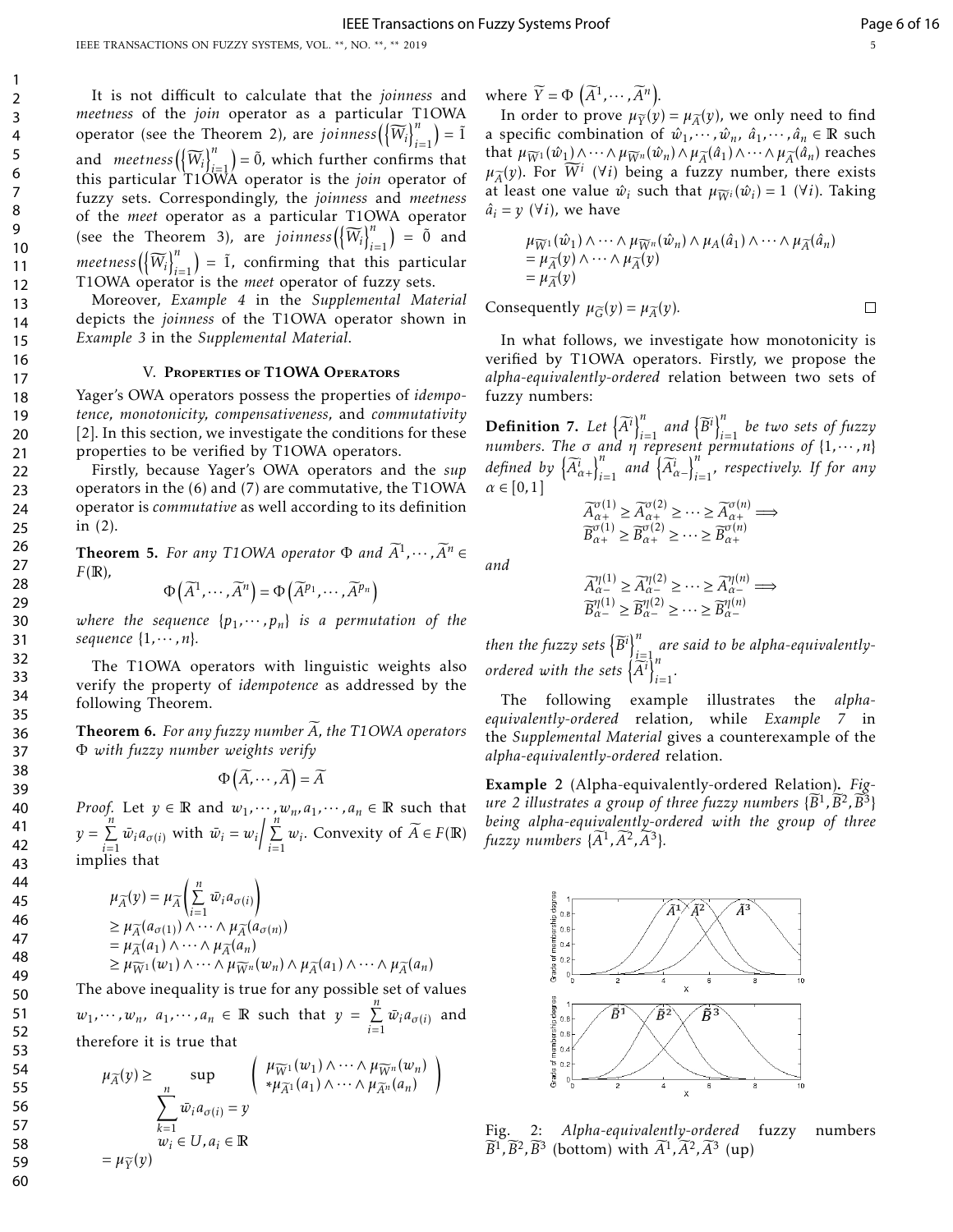It is not difficult to calculate that the *joinness* and *meetness* of the *join* operator as a particular T1OWA operator (see the Theorem 2), are $joinness\left(\left\{\widetilde{W}_i\right\}_{i=1}^{n}\right) = \tilde{1}$ and $meetness\left(\left\{\widetilde{W}_i\right\}_{i=1}^{n}\right) = \tilde{0}$, which further confirms that this particular T1OWA operator is the *join* operator of fuzzy sets. Correspondingly, the *joinness* and *meetness* of the *meet* operator as a particular T1OWA operator (see the Theorem 3), are $joinness\left(\left\{\widetilde{W}_i\right\}_{i=1}^{n}\right) = \tilde{0}$ and $meetness\left(\left\{\widetilde{W}_i\right\}_{i=1}^{n}\right) = \tilde{1}$, confirming that this particular T1OWA operator is the *meet* operator of fuzzy sets.

Moreover, *Example 4* in the *Supplemental Material* depicts the *joinness* of the T1OWA operator shown in *Example 3* in the *Supplemental Material*.

## V. Properties of T1OWA Operators

Yager's OWA operators possess the properties of *idempotence*, *monotonicity*, *compensativeness*, and *commutativity* [2]. In this section, we investigate the conditions for these properties to be verified by T1OWA operators.

Firstly, because Yager's OWA operators and the *sup* operators in the (6) and (7) are commutative, the T1OWA operator is *commutative* as well according to its definition in (2).

**Theorem 5.** *For any T1OWA operator $\Phi$ and $\widetilde{A}^1, \cdots, \widetilde{A}^n \in F(\mathbb{R})$,*

$$\Phi\left(\widetilde{A}^1, \cdots, \widetilde{A}^n\right) = \Phi\left(\widetilde{A}^{p_1}, \cdots, \widetilde{A}^{p_n}\right)$$

*where the sequence $\{p_1, \cdots, p_n\}$ is a permutation of the sequence $\{1, \cdots, n\}$.*

The T1OWA operators with linguistic weights also verify the property of *idempotence* as addressed by the following Theorem.

**Theorem 6.** *For any fuzzy number $\widetilde{A}$, the T1OWA operators $\Phi$ with fuzzy number weights verify*

$$\Phi\left(\widetilde{A}, \cdots, \widetilde{A}\right) = \widetilde{A}$$

*Proof.* Let $y \in \mathbb{R}$ and $w_1, \cdots, w_n, a_1, \cdots, a_n \in \mathbb{R}$ such that $y = \sum_{i=1}^{n} \bar{w}_i a_{\sigma(i)}$ with $\bar{w}_i = w_i \Big/ \sum_{i=1}^{n} w_i$. Convexity of $\widetilde{A} \in F(\mathbb{R})$ implies that

$$\begin{aligned}
&\mu_{\widetilde{A}}(y) = \mu_{\widetilde{A}}\left(\sum_{i=1}^{n} \bar{w}_i a_{\sigma(i)}\right) \\
&\geq \mu_{\widetilde{A}}(a_{\sigma(1)}) \wedge \cdots \wedge \mu_{\widetilde{A}}(a_{\sigma(n)}) \\
&= \mu_{\widetilde{A}}(a_1) \wedge \cdots \wedge \mu_{\widetilde{A}}(a_n) \\
&\geq \mu_{\widetilde{W}^1}(w_1) \wedge \cdots \wedge \mu_{\widetilde{W}^n}(w_n) \wedge \mu_{\widetilde{A}}(a_1) \wedge \cdots \wedge \mu_{\widetilde{A}}(a_n)
\end{aligned}$$

The above inequality is true for any possible set of values $w_1, \cdots, w_n, a_1, \cdots, a_n \in \mathbb{R}$ such that $y = \sum_{i=1}^{n} \bar{w}_i a_{\sigma(i)}$ and therefore it is true that

$$\begin{aligned}
\mu_{\widetilde{A}}(y) \geq & \sup_{\substack{\sum_{k=1}^{n} \bar{w}_i a_{\sigma(i)} = y \\ w_i \in U, a_i \in \mathbb{R}}} \left( \begin{array}{c} \mu_{\widetilde{W}^1}(w_1) \wedge \cdots \wedge \mu_{\widetilde{W}^n}(w_n) \\ * \mu_{\widetilde{A}^1}(a_1) \wedge \cdots \wedge \mu_{\widetilde{A}^n}(a_n) \end{array} \right) \\
= & \mu_{\widetilde{Y}}(y)
\end{aligned}$$

where $\widetilde{Y} = \Phi\left(\widetilde{A}^1, \cdots, \widetilde{A}^n\right)$.

In order to prove $\mu_{\widetilde{Y}}(y) = \mu_{\widetilde{A}}(y)$, we only need to find a specific combination of $\hat{w}_1, \cdots, \hat{w}_n, \hat{a}_1, \cdots, \hat{a}_n \in \mathbb{R}$ such that $\mu_{\widetilde{W}^1}(\hat{w}_1) \wedge \cdots \wedge \mu_{\widetilde{W}^n}(\hat{w}_n) \wedge \mu_{\widetilde{A}}(\hat{a}_1) \wedge \cdots \wedge \mu_{\widetilde{A}}(\hat{a}_n)$ reaches $\mu_{\widetilde{A}}(y)$. For $\widetilde{W}^i$ ($\forall i$) being a fuzzy number, there exists at least one value $\hat{w}_i$ such that $\mu_{\widetilde{W}^i}(\hat{w}_i) = 1$ ($\forall i$). Taking $\hat{a}_i = y$ ($\forall i$), we have

$$\begin{aligned}
&\mu_{\widetilde{W}^1}(\hat{w}_1) \wedge \cdots \wedge \mu_{\widetilde{W}^n}(\hat{w}_n) \wedge \mu_A(\hat{a}_1) \wedge \cdots \wedge \mu_{\widetilde{A}}(\hat{a}_n) \\
&= \mu_{\widetilde{A}}(y) \wedge \cdots \wedge \mu_{\widetilde{A}}(y) \\
&= \mu_{\widetilde{A}}(y)
\end{aligned}$$

Consequently $\mu_{\widetilde{G}}(y) = \mu_{\widetilde{A}}(y)$. □

In what follows, we investigate how monotonicity is verified by T1OWA operators. Firstly, we propose the *alpha-equivalently-ordered* relation between two sets of fuzzy numbers:

**Definition 7.** *Let $\left\{\widetilde{A}^i\right\}_{i=1}^{n}$ and $\left\{\widetilde{B}^i\right\}_{i=1}^{n}$ be two sets of fuzzy numbers. The $\sigma$ and $\eta$ represent permutations of $\{1, \cdots, n\}$ defined by $\left\{\widetilde{A}^i_{\alpha+}\right\}_{i=1}^{n}$ and $\left\{\widetilde{A}^i_{\alpha-}\right\}_{i=1}^{n}$, respectively. If for any $\alpha \in [0,1]$*

$$\begin{aligned}
&\widetilde{A}^{\sigma(1)}_{\alpha+} \geq \widetilde{A}^{\sigma(2)}_{\alpha+} \geq \cdots \geq \widetilde{A}^{\sigma(n)}_{\alpha+} \Longrightarrow \\
&\widetilde{B}^{\sigma(1)}_{\alpha+} \geq \widetilde{B}^{\sigma(2)}_{\alpha+} \geq \cdots \geq \widetilde{B}^{\sigma(n)}_{\alpha+}
\end{aligned}$$

*and*

$$\begin{aligned}
&\widetilde{A}^{\eta(1)}_{\alpha-} \geq \widetilde{A}^{\eta(2)}_{\alpha-} \geq \cdots \geq \widetilde{A}^{\eta(n)}_{\alpha-} \Longrightarrow \\
&\widetilde{B}^{\eta(1)}_{\alpha-} \geq \widetilde{B}^{\eta(2)}_{\alpha-} \geq \cdots \geq \widetilde{B}^{\eta(n)}_{\alpha-}
\end{aligned}$$

*then the fuzzy sets $\left\{\widetilde{B}^i\right\}_{i=1}^{n}$ are said to be alpha-equivalently-ordered with the sets $\left\{\widetilde{A}^i\right\}_{i=1}^{n}$.*

The following example illustrates the *alpha-equivalently-ordered* relation, while *Example 7* in the *Supplemental Material* gives a counterexample of the *alpha-equivalently-ordered* relation.

**Example 2** (Alpha-equivalently-ordered Relation)**.** *Figure 2 illustrates a group of three fuzzy numbers $\{\widetilde{B}^1, \widetilde{B}^2, \widetilde{B}^3\}$ being alpha-equivalently-ordered with the group of three fuzzy numbers $\{\widetilde{A}^1, \widetilde{A}^2, \widetilde{A}^3\}$.*

Grads of membership degrees
0 0.2 0.4 0.6 0.8 1
0 2 4 6 8 10
x
$\widetilde{A}^1$ $\widetilde{A}^2$ $\widetilde{A}^3$

Grads of membership degrees
0 0.2 0.4 0.6 0.8 1
0 2 4 6 8 10
x
$\widetilde{B}^1$ $\widetilde{B}^2$ $\widetilde{B}^3$

Fig. 2: *Alpha-equivalently-ordered* fuzzy numbers $\widetilde{B}^1, \widetilde{B}^2, \widetilde{B}^3$ (bottom) with $\widetilde{A}^1, \widetilde{A}^2, \widetilde{A}^3$ (up)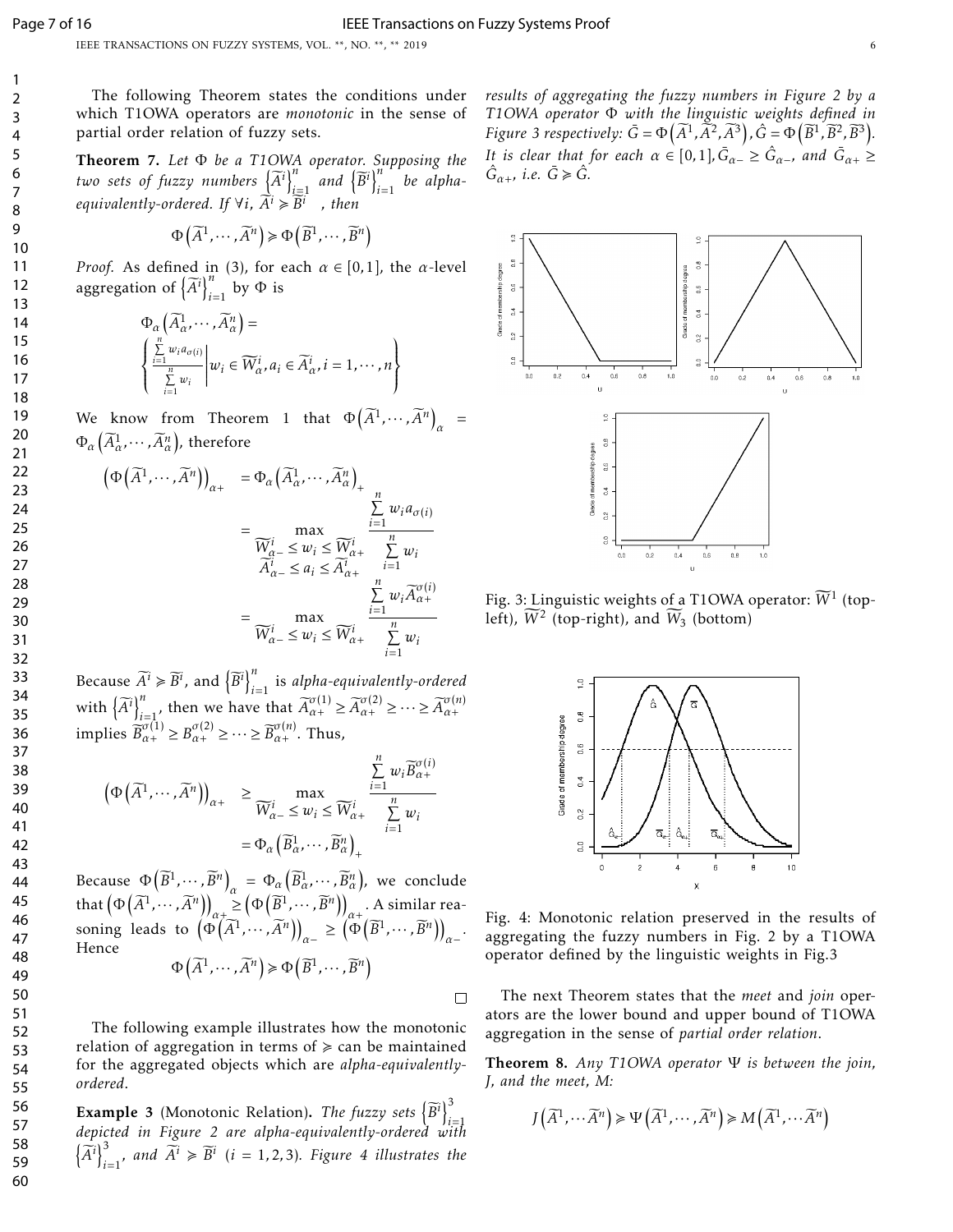The following Theorem states the conditions under which T1OWA operators are *monotonic* in the sense of partial order relation of fuzzy sets.

**Theorem 7.** *Let $\Phi$ be a T1OWA operator. Supposing the two sets of fuzzy numbers $\left\{\widetilde{A}^i\right\}_{i=1}^n$ and $\left\{\widetilde{B}^i\right\}_{i=1}^n$ be alpha-equivalently-ordered. If $\forall i$, $\widetilde{A}^i \succcurlyeq \widetilde{B}^i$ , then*

$$\Phi\left(\widetilde{A}^1, \cdots, \widetilde{A}^n\right) \succcurlyeq \Phi\left(\widetilde{B}^1, \cdots, \widetilde{B}^n\right)$$

*Proof.* As defined in (3), for each $\alpha \in [0,1]$, the $\alpha$-level aggregation of $\left\{\widetilde{A}^i\right\}_{i=1}^n$ by $\Phi$ is

$$\Phi_\alpha\left(\widetilde{A}_\alpha^1, \cdots, \widetilde{A}_\alpha^n\right) = \left\{ \frac{\sum_{i=1}^n w_i a_{\sigma(i)}}{\sum_{i=1}^n w_i} \middle| w_i \in \widetilde{W}_\alpha^i, a_i \in \widetilde{A}_\alpha^i, i = 1, \cdots, n \right\}$$

We know from Theorem 1 that $\Phi\left(\widetilde{A}^1, \cdots, \widetilde{A}^n\right)_\alpha = \Phi_\alpha\left(\widetilde{A}_\alpha^1, \cdots, \widetilde{A}_\alpha^n\right)$, therefore

$$\begin{aligned}
\left(\Phi\left(\widetilde{A}^1, \cdots, \widetilde{A}^n\right)\right)_{\alpha+} &= \Phi_\alpha\left(\widetilde{A}_\alpha^1, \cdots, \widetilde{A}_\alpha^n\right)_+ \\
&= \max_{\substack{\widetilde{W}_{\alpha-}^i \le w_i \le \widetilde{W}_{\alpha+}^i \\ \widetilde{A}_{\alpha-}^i \le a_i \le \widetilde{A}_{\alpha+}^i}} \frac{\sum_{i=1}^n w_i a_{\sigma(i)}}{\sum_{i=1}^n w_i} \\
&= \max_{\widetilde{W}_{\alpha-}^i \le w_i \le \widetilde{W}_{\alpha+}^i} \frac{\sum_{i=1}^n w_i \widetilde{A}_{\alpha+}^{\sigma(i)}}{\sum_{i=1}^n w_i}
\end{aligned}$$

Because $\widetilde{A}^i \succcurlyeq \widetilde{B}^i$, and $\left\{\widetilde{B}^i\right\}_{i=1}^n$ is *alpha-equivalently-ordered* with $\left\{\widetilde{A}^i\right\}_{i=1}^n$, then we have that $\widetilde{A}_{\alpha+}^{\sigma(1)} \ge \widetilde{A}_{\alpha+}^{\sigma(2)} \ge \cdots \ge \widetilde{A}_{\alpha+}^{\sigma(n)}$ implies $\widetilde{B}_{\alpha+}^{\sigma(1)} \ge B_{\alpha+}^{\sigma(2)} \ge \cdots \ge \widetilde{B}_{\alpha+}^{\sigma(n)}$. Thus,

$$\begin{aligned}
\left(\Phi\left(\widetilde{A}^1, \cdots, \widetilde{A}^n\right)\right)_{\alpha+} &\ge \max_{\widetilde{W}_{\alpha-}^i \le w_i \le \widetilde{W}_{\alpha+}^i} \frac{\sum_{i=1}^n w_i \widetilde{B}_{\alpha+}^{\sigma(i)}}{\sum_{i=1}^n w_i} \\
&= \Phi_\alpha\left(\widetilde{B}_\alpha^1, \cdots, \widetilde{B}_\alpha^n\right)_+
\end{aligned}$$

Because $\Phi\left(\widetilde{B}^1, \cdots, \widetilde{B}^n\right)_\alpha = \Phi_\alpha\left(\widetilde{B}_\alpha^1, \cdots, \widetilde{B}_\alpha^n\right)$, we conclude that $\left(\Phi\left(\widetilde{A}^1, \cdots, \widetilde{A}^n\right)\right)_{\alpha+} \ge \left(\Phi\left(\widetilde{B}^1, \cdots, \widetilde{B}^n\right)\right)_{\alpha+}$. A similar reasoning leads to $\left(\Phi\left(\widetilde{A}^1, \cdots, \widetilde{A}^n\right)\right)_{\alpha-} \ge \left(\Phi\left(\widetilde{B}^1, \cdots, \widetilde{B}^n\right)\right)_{\alpha-}$. Hence

$$\Phi\left(\widetilde{A}^1, \cdots, \widetilde{A}^n\right) \succcurlyeq \Phi\left(\widetilde{B}^1, \cdots, \widetilde{B}^n\right)$$

□

The following example illustrates how the monotonic relation of aggregation in terms of $\succcurlyeq$ can be maintained for the aggregated objects which are *alpha-equivalently-ordered*.

**Example 3** (Monotonic Relation)**.** *The fuzzy sets $\left\{\widetilde{B}^i\right\}_{i=1}^3$ depicted in Figure 2 are alpha-equivalently-ordered with $\left\{\widetilde{A}^i\right\}_{i=1}^3$, and $\widetilde{A}^i \succcurlyeq \widetilde{B}^i$ $(i = 1, 2, 3)$. Figure 4 illustrates the results of aggregating the fuzzy numbers in Figure 2 by a T1OWA operator $\Phi$ with the linguistic weights defined in Figure 3 respectively: $\bar{G} = \Phi\left(\widetilde{A}^1, \widetilde{A}^2, \widetilde{A}^3\right)$, $\hat{G} = \Phi\left(\widetilde{B}^1, \widetilde{B}^2, \widetilde{B}^3\right)$. It is clear that for each $\alpha \in [0,1]$, $\bar{G}_{\alpha-} \ge \hat{G}_{\alpha-}$, and $\bar{G}_{\alpha+} \ge \hat{G}_{\alpha+}$, i.e. $\bar{G} \succcurlyeq \hat{G}$.*

Fig. 3: Linguistic weights of a T1OWA operator: $\widetilde{W}^1$ (top-left), $\widetilde{W}^2$ (top-right), and $\widetilde{W}_3$ (bottom)

Fig. 4: Monotonic relation preserved in the results of aggregating the fuzzy numbers in Fig. 2 by a T1OWA operator defined by the linguistic weights in Fig.3

The next Theorem states that the *meet* and *join* operators are the lower bound and upper bound of T1OWA aggregation in the sense of *partial order relation*.

**Theorem 8.** *Any T1OWA operator $\Psi$ is between the join, J, and the meet, M:*

$$J\left(\widetilde{A}^1, \cdots \widetilde{A}^n\right) \succcurlyeq \Psi\left(\widetilde{A}^1, \cdots, \widetilde{A}^n\right) \succcurlyeq M\left(\widetilde{A}^1, \cdots \widetilde{A}^n\right)$$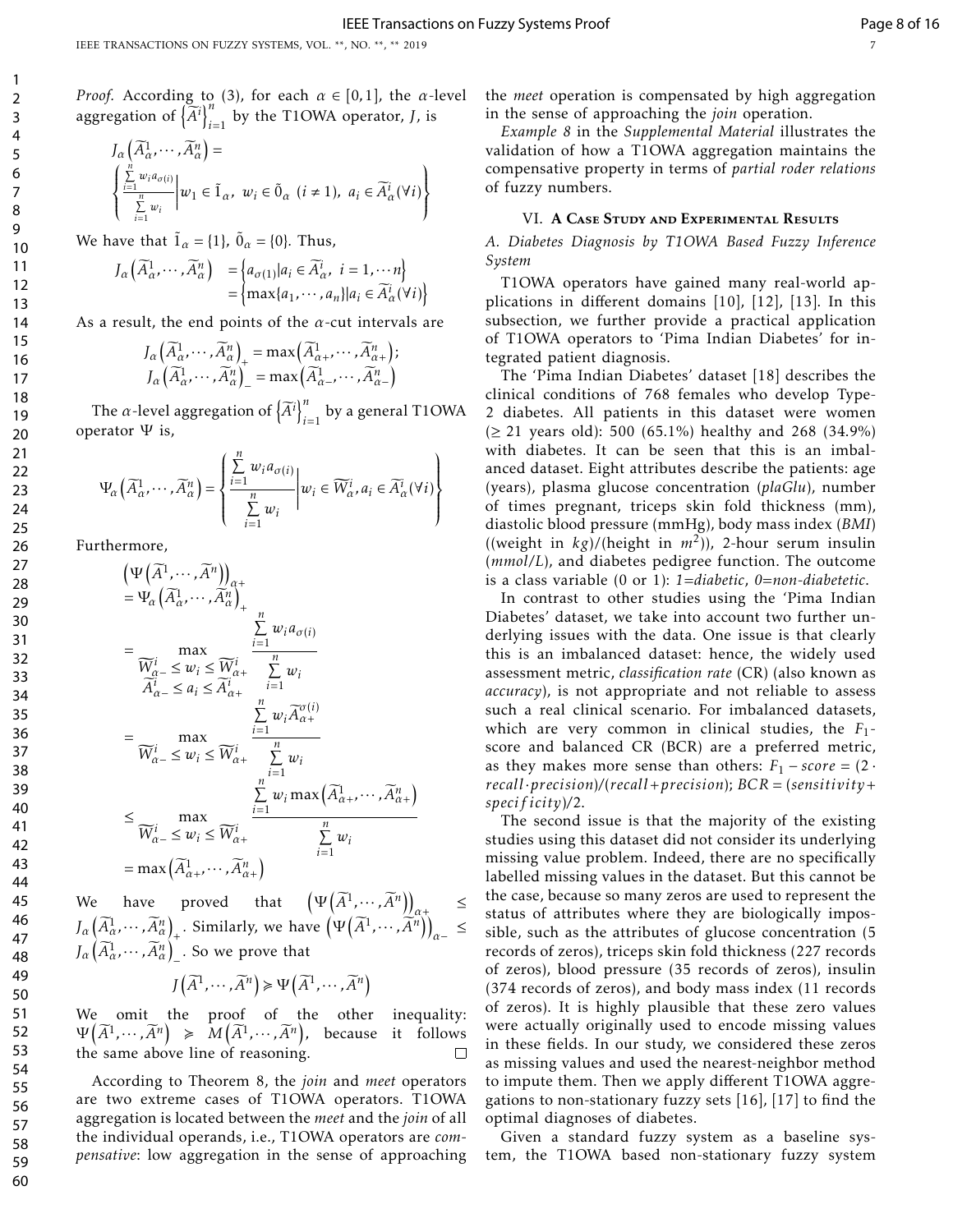*Proof.* According to (3), for each $\alpha \in [0,1]$, the $\alpha$-level aggregation of $\left\{\widetilde{A}^i\right\}_{i=1}^n$ by the T1OWA operator, $J$, is

$$
J_\alpha\left(\widetilde{A}_\alpha^1, \cdots, \widetilde{A}_\alpha^n\right) = \left\{ \frac{\sum_{i=1}^n w_i a_{\sigma(i)}}{\sum_{i=1}^n w_i} \middle| w_1 \in \tilde{1}_\alpha,\ w_i \in \tilde{0}_\alpha\ (i \neq 1),\ a_i \in \widetilde{A}_\alpha^i (\forall i) \right\}
$$

We have that $\tilde{1}_\alpha = \{1\}$, $\tilde{0}_\alpha = \{0\}$. Thus,

$$
\begin{aligned}
J_\alpha\left(\widetilde{A}_\alpha^1, \cdots, \widetilde{A}_\alpha^n\right) &= \left\{ a_{\sigma(1)} | a_i \in \widetilde{A}_\alpha^i,\ i = 1, \cdots n \right\} \\
&= \left\{ \max\{a_1, \cdots, a_n\} | a_i \in \widetilde{A}_\alpha^i (\forall i) \right\}
\end{aligned}
$$

As a result, the end points of the $\alpha$-cut intervals are

$$
\begin{aligned}
J_\alpha\left(\widetilde{A}_\alpha^1, \cdots, \widetilde{A}_\alpha^n\right)_+ &= \max\left(\widetilde{A}_{\alpha+}^1, \cdots, \widetilde{A}_{\alpha+}^n\right); \\
J_\alpha\left(\widetilde{A}_\alpha^1, \cdots, \widetilde{A}_\alpha^n\right)_- &= \max\left(\widetilde{A}_{\alpha-}^1, \cdots, \widetilde{A}_{\alpha-}^n\right)
\end{aligned}
$$

The $\alpha$-level aggregation of $\left\{\widetilde{A}^i\right\}_{i=1}^n$ by a general T1OWA operator $\Psi$ is,

$$
\Psi_\alpha\left(\widetilde{A}_\alpha^1, \cdots, \widetilde{A}_\alpha^n\right) = \left\{ \frac{\sum_{i=1}^n w_i a_{\sigma(i)}}{\sum_{i=1}^n w_i} \middle| w_i \in \widetilde{W}_\alpha^i, a_i \in \widetilde{A}_\alpha^i (\forall i) \right\}
$$

Furthermore,

$$
\begin{aligned}
&\left(\Psi\left(\widetilde{A}^1, \cdots, \widetilde{A}^n\right)\right)_{\alpha+} \\
&= \Psi_\alpha\left(\widetilde{A}_\alpha^1, \cdots, \widetilde{A}_\alpha^n\right)_+ \\
&= \max_{\substack{\widetilde{W}_{\alpha-}^i \leq w_i \leq \widetilde{W}_{\alpha+}^i \\ \widetilde{A}_{\alpha-}^i \leq a_i \leq \widetilde{A}_{\alpha+}^i}} \frac{\sum_{i=1}^n w_i a_{\sigma(i)}}{\sum_{i=1}^n w_i} \\
&= \max_{\widetilde{W}_{\alpha-}^i \leq w_i \leq \widetilde{W}_{\alpha+}^i} \frac{\sum_{i=1}^n w_i \widetilde{A}_{\alpha+}^{\sigma(i)}}{\sum_{i=1}^n w_i} \\
&\leq \max_{\widetilde{W}_{\alpha-}^i \leq w_i \leq \widetilde{W}_{\alpha+}^i} \frac{\sum_{i=1}^n w_i \max\left(\widetilde{A}_{\alpha+}^1, \cdots, \widetilde{A}_{\alpha+}^n\right)}{\sum_{i=1}^n w_i} \\
&= \max\left(\widetilde{A}_{\alpha+}^1, \cdots, \widetilde{A}_{\alpha+}^n\right)
\end{aligned}
$$

We have proved that $\left(\Psi\left(\widetilde{A}^1, \cdots, \widetilde{A}^n\right)\right)_{\alpha+} \leq J_\alpha\left(\widetilde{A}_\alpha^1, \cdots, \widetilde{A}_\alpha^n\right)_+$. Similarly, we have $\left(\Psi\left(\widetilde{A}^1, \cdots, \widetilde{A}^n\right)\right)_{\alpha-} \leq J_\alpha\left(\widetilde{A}_\alpha^1, \cdots, \widetilde{A}_\alpha^n\right)_-$. So we prove that

$$
J\left(\widetilde{A}^1, \cdots, \widetilde{A}^n\right) \succcurlyeq \Psi\left(\widetilde{A}^1, \cdots, \widetilde{A}^n\right)
$$

We omit the proof of the other inequality: $\Psi\left(\widetilde{A}^1, \cdots, \widetilde{A}^n\right) \succcurlyeq M\left(\widetilde{A}^1, \cdots, \widetilde{A}^n\right)$, because it follows the same above line of reasoning. □

According to Theorem 8, the *join* and *meet* operators are two extreme cases of T1OWA operators. T1OWA aggregation is located between the *meet* and the *join* of all the individual operands, i.e., T1OWA operators are *compensative*: low aggregation in the sense of approaching the *meet* operation is compensated by high aggregation in the sense of approaching the *join* operation.

*Example 8* in the *Supplemental Material* illustrates the validation of how a T1OWA aggregation maintains the compensative property in terms of *partial roder relations* of fuzzy numbers.

## VI. A Case Study and Experimental Results

### A. Diabetes Diagnosis by T1OWA Based Fuzzy Inference System

T1OWA operators have gained many real-world applications in different domains [10], [12], [13]. In this subsection, we further provide a practical application of T1OWA operators to 'Pima Indian Diabetes' for integrated patient diagnosis.

The 'Pima Indian Diabetes' dataset [18] describes the clinical conditions of 768 females who develop Type-2 diabetes. All patients in this dataset were women (≥ 21 years old): 500 (65.1%) healthy and 268 (34.9%) with diabetes. It can be seen that this is an imbalanced dataset. Eight attributes describe the patients: age (years), plasma glucose concentration (*plaGlu*), number of times pregnant, triceps skin fold thickness (mm), diastolic blood pressure (mmHg), body mass index (*BMI*) ((weight in *kg*)/(height in $m^2$)), 2-hour serum insulin (*mmol/L*), and diabetes pedigree function. The outcome is a class variable (0 or 1): *1=diabetic*, *0=non-diabetetic*.

In contrast to other studies using the 'Pima Indian Diabetes' dataset, we take into account two further underlying issues with the data. One issue is that clearly this is an imbalanced dataset: hence, the widely used assessment metric, *classification rate* (CR) (also known as *accuracy*), is not appropriate and not reliable to assess such a real clinical scenario. For imbalanced datasets, which are very common in clinical studies, the $F_1$-score and balanced CR (BCR) are a preferred metric, as they makes more sense than others: $F_1 - score = (2 \cdot recall \cdot precision)/(recall + precision)$; $BCR = (sensitivity + specificity)/2$.

The second issue is that the majority of the existing studies using this dataset did not consider its underlying missing value problem. Indeed, there are no specifically labelled missing values in the dataset. But this cannot be the case, because so many zeros are used to represent the status of attributes where they are biologically impossible, such as the attributes of glucose concentration (5 records of zeros), triceps skin fold thickness (227 records of zeros), blood pressure (35 records of zeros), insulin (374 records of zeros), and body mass index (11 records of zeros). It is highly plausible that these zero values were actually originally used to encode missing values in these fields. In our study, we considered these zeros as missing values and used the nearest-neighbor method to impute them. Then we apply different T1OWA aggregations to non-stationary fuzzy sets [16], [17] to find the optimal diagnoses of diabetes.

Given a standard fuzzy system as a baseline system, the T1OWA based non-stationary fuzzy system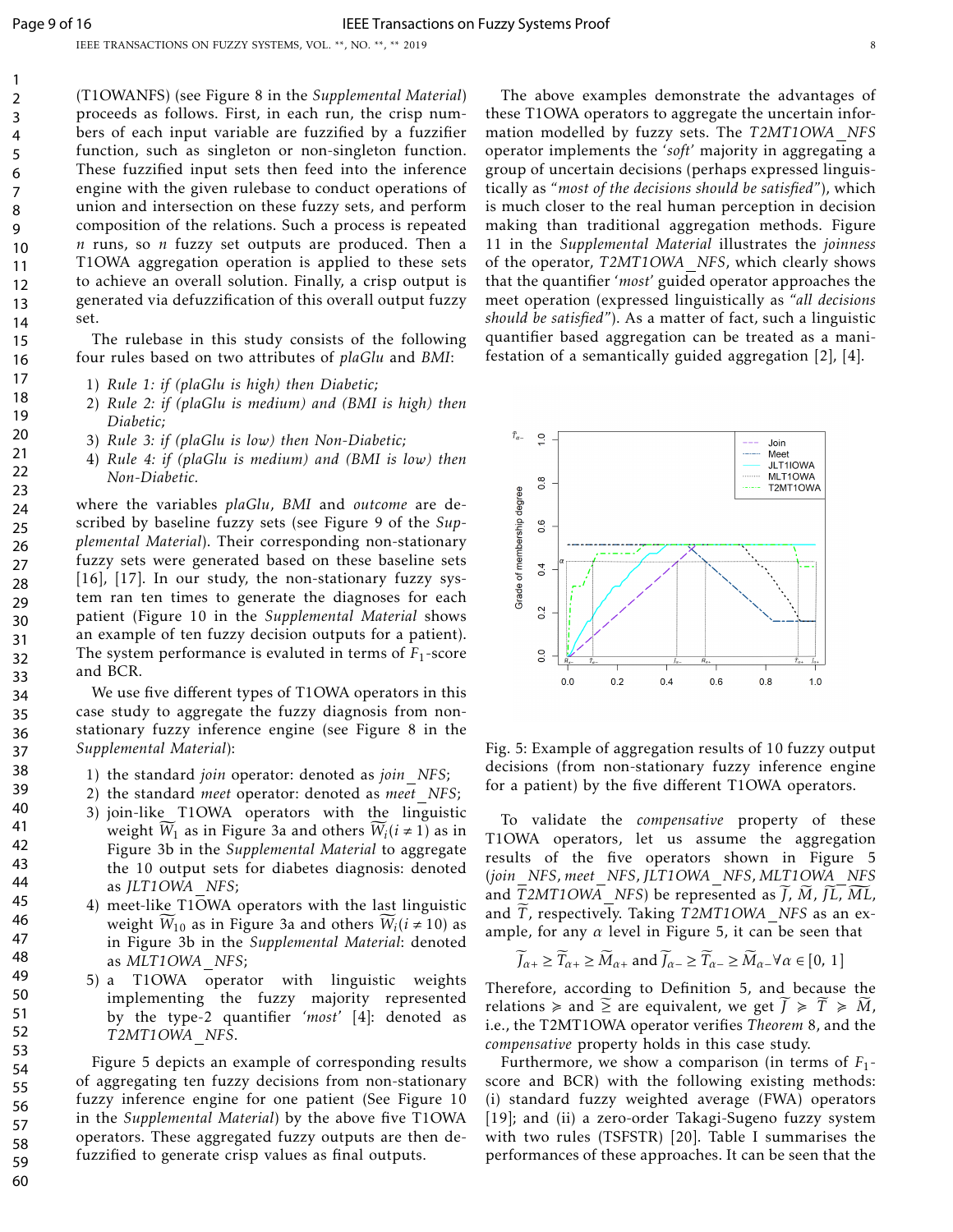(T1OWANFS) (see Figure 8 in the *Supplemental Material*) proceeds as follows. First, in each run, the crisp numbers of each input variable are fuzzified by a fuzzifier function, such as singleton or non-singleton function. These fuzzified input sets then feed into the inference engine with the given rulebase to conduct operations of union and intersection on these fuzzy sets, and perform composition of the relations. Such a process is repeated $n$ runs, so $n$ fuzzy set outputs are produced. Then a T1OWA aggregation operation is applied to these sets to achieve an overall solution. Finally, a crisp output is generated via defuzzification of this overall output fuzzy set.

The rulebase in this study consists of the following four rules based on two attributes of *plaGlu* and *BMI*:

1) *Rule 1: if (plaGlu is high) then Diabetic;*
2) *Rule 2: if (plaGlu is medium) and (BMI is high) then Diabetic;*
3) *Rule 3: if (plaGlu is low) then Non-Diabetic;*
4) *Rule 4: if (plaGlu is medium) and (BMI is low) then Non-Diabetic.*

where the variables *plaGlu*, *BMI* and *outcome* are described by baseline fuzzy sets (see Figure 9 of the *Supplemental Material*). Their corresponding non-stationary fuzzy sets were generated based on these baseline sets [16], [17]. In our study, the non-stationary fuzzy system ran ten times to generate the diagnoses for each patient (Figure 10 in the *Supplemental Material* shows an example of ten fuzzy decision outputs for a patient). The system performance is evaluted in terms of $F_1$-score and BCR.

We use five different types of T1OWA operators in this case study to aggregate the fuzzy diagnosis from non-stationary fuzzy inference engine (see Figure 8 in the *Supplemental Material*):

1) the standard *join* operator: denoted as *join_NFS*;
2) the standard *meet* operator: denoted as *meet_NFS*;
3) join-like T1OWA operators with the linguistic weight $\widetilde{W}_1$ as in Figure 3a and others $\widetilde{W}_i (i \neq 1)$ as in Figure 3b in the *Supplemental Material* to aggregate the 10 output sets for diabetes diagnosis: denoted as *JLT1OWA_NFS*;
4) meet-like T1OWA operators with the last linguistic weight $\widetilde{W}_{10}$ as in Figure 3a and others $\widetilde{W}_i (i \neq 10)$ as in Figure 3b in the *Supplemental Material*: denoted as *MLT1OWA_NFS*;
5) a T1OWA operator with linguistic weights implementing the fuzzy majority represented by the type-2 quantifier *'most'* [4]: denoted as *T2MT1OWA_NFS*.

Figure 5 depicts an example of corresponding results of aggregating ten fuzzy decisions from non-stationary fuzzy inference engine for one patient (See Figure 10 in the *Supplemental Material*) by the above five T1OWA operators. These aggregated fuzzy outputs are then defuzzified to generate crisp values as final outputs.

The above examples demonstrate the advantages of these T1OWA operators to aggregate the uncertain information modelled by fuzzy sets. The *T2MT1OWA_NFS* operator implements the *'soft'* majority in aggregating a group of uncertain decisions (perhaps expressed linguistically as *"most of the decisions should be satisfied"*), which is much closer to the real human perception in decision making than traditional aggregation methods. Figure 11 in the *Supplemental Material* illustrates the *joinness* of the operator, *T2MT1OWA_NFS*, which clearly shows that the quantifier *'most'* guided operator approaches the meet operation (expressed linguistically as *"all decisions should be satisfied"*). As a matter of fact, such a linguistic quantifier based aggregation can be treated as a manifestation of a semantically guided aggregation [2], [4].

Fig. 5: Example of aggregation results of 10 fuzzy output decisions (from non-stationary fuzzy inference engine for a patient) by the five different T1OWA operators.

To validate the *compensative* property of these T1OWA operators, let us assume the aggregation results of the five operators shown in Figure 5 (*join_NFS*, *meet_NFS*, *JLT1OWA_NFS*, *MLT1OWA_NFS* and *T2MT1OWA_NFS*) be represented as $\widetilde{J}$, $\widetilde{M}$, $\widetilde{JL}$, $\widetilde{ML}$, and $\widetilde{T}$, respectively. Taking *T2MT1OWA_NFS* as an example, for any $\alpha$ level in Figure 5, it can be seen that

$$\widetilde{J}_{\alpha+} \geq \widetilde{T}_{\alpha+} \geq \widetilde{M}_{\alpha+} \text{ and } \widetilde{J}_{\alpha-} \geq \widetilde{T}_{\alpha-} \geq \widetilde{M}_{\alpha-} \forall \alpha \in [0, 1]$$

Therefore, according to Definition 5, and because the relations $\succcurlyeq$ and $\widetilde{\geq}$ are equivalent, we get $\widetilde{J} \succcurlyeq \widetilde{T} \succcurlyeq \widetilde{M}$, i.e., the T2MT1OWA operator verifies *Theorem* 8, and the *compensative* property holds in this case study.

Furthermore, we show a comparison (in terms of $F_1$-score and BCR) with the following existing methods: (i) standard fuzzy weighted average (FWA) operators [19]; and (ii) a zero-order Takagi-Sugeno fuzzy system with two rules (TSFSTR) [20]. Table I summarises the performances of these approaches. It can be seen that the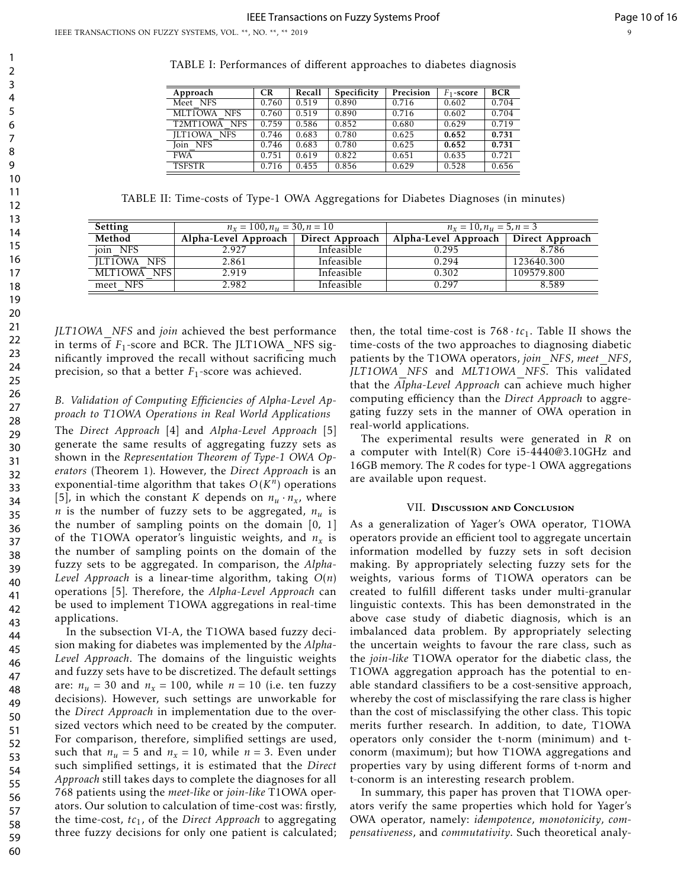TABLE I: Performances of different approaches to diabetes diagnosis

| Approach | CR | Recall | Specificity | Precision | $F_1$-score | BCR |
|---|---|---|---|---|---|---|
| Meet_NFS | 0.760 | 0.519 | 0.890 | 0.716 | 0.602 | 0.704 |
| MLT1OWA_NFS | 0.760 | 0.519 | 0.890 | 0.716 | 0.602 | 0.704 |
| T2MT1OWA_NFS | 0.759 | 0.586 | 0.852 | 0.680 | 0.629 | 0.719 |
| JLT1OWA_NFS | 0.746 | 0.683 | 0.780 | 0.625 | **0.652** | **0.731** |
| Join_NFS | 0.746 | 0.683 | 0.780 | 0.625 | **0.652** | **0.731** |
| FWA | 0.751 | 0.619 | 0.822 | 0.651 | 0.635 | 0.721 |
| TSFSTR | 0.716 | 0.455 | 0.856 | 0.629 | 0.528 | 0.656 |

TABLE II: Time-costs of Type-1 OWA Aggregations for Diabetes Diagnoses (in minutes)

| Setting | $n_x = 100, n_u = 30, n = 10$ | | $n_x = 10, n_u = 5, n = 3$ | |
|---|---|---|---|---|
| **Method** | **Alpha-Level Approach** | **Direct Approach** | **Alpha-Level Approach** | **Direct Approach** |
| join_NFS | 2.927 | Infeasible | 0.295 | 8.786 |
| JLT1OWA_NFS | 2.861 | Infeasible | 0.294 | 123640.300 |
| MLT1OWA_NFS | 2.919 | Infeasible | 0.302 | 109579.800 |
| meet_NFS | 2.982 | Infeasible | 0.297 | 8.589 |

*JLT1OWA_NFS* and *join* achieved the best performance in terms of $F_1$-score and BCR. The JLT1OWA_NFS significantly improved the recall without sacrificing much precision, so that a better $F_1$-score was achieved.

### B. Validation of Computing Efficiencies of Alpha-Level Approach to T1OWA Operations in Real World Applications

The *Direct Approach* [4] and *Alpha-Level Approach* [5] generate the same results of aggregating fuzzy sets as shown in the *Representation Theorem of Type-1 OWA Operators* (Theorem 1). However, the *Direct Approach* is an exponential-time algorithm that takes $O(K^n)$ operations [5], in which the constant $K$ depends on $n_u \cdot n_x$, where $n$ is the number of fuzzy sets to be aggregated, $n_u$ is the number of sampling points on the domain [0, 1] of the T1OWA operator's linguistic weights, and $n_x$ is the number of sampling points on the domain of the fuzzy sets to be aggregated. In comparison, the *Alpha-Level Approach* is a linear-time algorithm, taking $O(n)$ operations [5]. Therefore, the *Alpha-Level Approach* can be used to implement T1OWA aggregations in real-time applications.

In the subsection VI-A, the T1OWA based fuzzy decision making for diabetes was implemented by the *Alpha-Level Approach*. The domains of the linguistic weights and fuzzy sets have to be discretized. The default settings are: $n_u = 30$ and $n_x = 100$, while $n = 10$ (i.e. ten fuzzy decisions). However, such settings are unworkable for the *Direct Approach* in implementation due to the oversized vectors which need to be created by the computer. For comparison, therefore, simplified settings are used, such that $n_u = 5$ and $n_x = 10$, while $n = 3$. Even under such simplified settings, it is estimated that the *Direct Approach* still takes days to complete the diagnoses for all 768 patients using the *meet-like* or *join-like* T1OWA operators. Our solution to calculation of time-cost was: firstly, the time-cost, $tc_1$, of the *Direct Approach* to aggregating three fuzzy decisions for only one patient is calculated; then, the total time-cost is $768 \cdot tc_1$. Table II shows the time-costs of the two approaches to diagnosing diabetic patients by the T1OWA operators, *join_NFS*, *meet_NFS*, *JLT1OWA_NFS* and *MLT1OWA_NFS*. This validated that the *Alpha-Level Approach* can achieve much higher computing efficiency than the *Direct Approach* to aggregating fuzzy sets in the manner of OWA operation in real-world applications.

The experimental results were generated in *R* on a computer with Intel(R) Core i5-4440@3.10GHz and 16GB memory. The *R* codes for type-1 OWA aggregations are available upon request.

## VII. Discussion and Conclusion

As a generalization of Yager's OWA operator, T1OWA operators provide an efficient tool to aggregate uncertain information modelled by fuzzy sets in soft decision making. By appropriately selecting fuzzy sets for the weights, various forms of T1OWA operators can be created to fulfill different tasks under multi-granular linguistic contexts. This has been demonstrated in the above case study of diabetic diagnosis, which is an imbalanced data problem. By appropriately selecting the uncertain weights to favour the rare class, such as the *join-like* T1OWA operator for the diabetic class, the T1OWA aggregation approach has the potential to enable standard classifiers to be a cost-sensitive approach, whereby the cost of misclassifying the rare class is higher than the cost of misclassifying the other class. This topic merits further research. In addition, to date, T1OWA operators only consider the t-norm (minimum) and t-conorm (maximum); but how T1OWA aggregations and properties vary by using different forms of t-norm and t-conorm is an interesting research problem.

In summary, this paper has proven that T1OWA operators verify the same properties which hold for Yager's OWA operator, namely: *idempotence*, *monotonicity*, *compensativeness*, and *commutativity*. Such theoretical analy-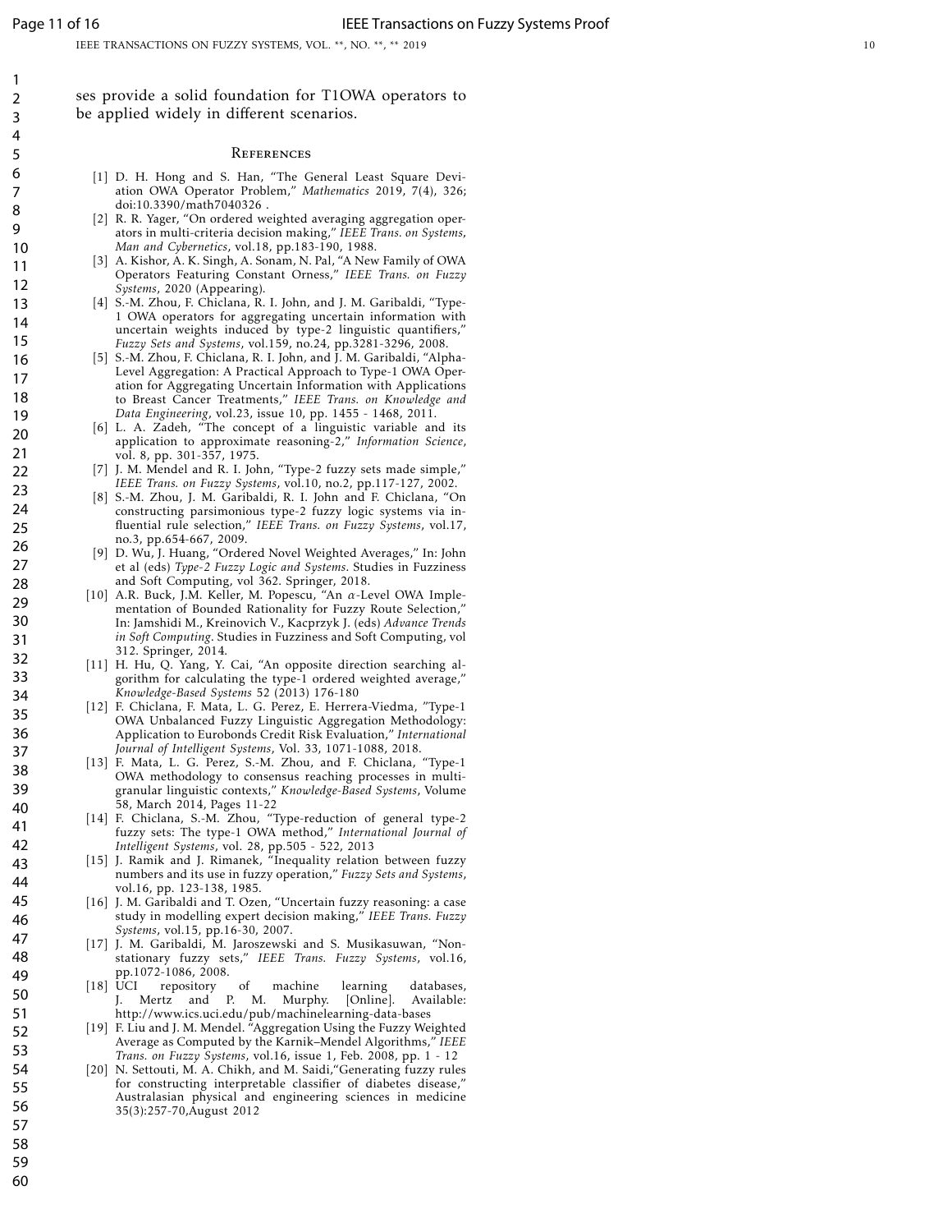ses provide a solid foundation for T1OWA operators to be applied widely in different scenarios.

## References

[1] D. H. Hong and S. Han, "The General Least Square Deviation OWA Operator Problem," *Mathematics* 2019, 7(4), 326; doi:10.3390/math7040326 .

[2] R. R. Yager, "On ordered weighted averaging aggregation operators in multi-criteria decision making," *IEEE Trans. on Systems, Man and Cybernetics*, vol.18, pp.183-190, 1988.

[3] A. Kishor, A. K. Singh, A. Sonam, N. Pal, "A New Family of OWA Operators Featuring Constant Orness," *IEEE Trans. on Fuzzy Systems*, 2020 (Appearing).

[4] S.-M. Zhou, F. Chiclana, R. I. John, and J. M. Garibaldi, "Type-1 OWA operators for aggregating uncertain information with uncertain weights induced by type-2 linguistic quantifiers," *Fuzzy Sets and Systems*, vol.159, no.24, pp.3281-3296, 2008.

[5] S.-M. Zhou, F. Chiclana, R. I. John, and J. M. Garibaldi, "Alpha-Level Aggregation: A Practical Approach to Type-1 OWA Operation for Aggregating Uncertain Information with Applications to Breast Cancer Treatments," *IEEE Trans. on Knowledge and Data Engineering*, vol.23, issue 10, pp. 1455 - 1468, 2011.

[6] L. A. Zadeh, "The concept of a linguistic variable and its application to approximate reasoning-2," *Information Science*, vol. 8, pp. 301-357, 1975.

[7] J. M. Mendel and R. I. John, "Type-2 fuzzy sets made simple," *IEEE Trans. on Fuzzy Systems*, vol.10, no.2, pp.117-127, 2002.

[8] S.-M. Zhou, J. M. Garibaldi, R. I. John and F. Chiclana, "On constructing parsimonious type-2 fuzzy logic systems via influential rule selection," *IEEE Trans. on Fuzzy Systems*, vol.17, no.3, pp.654-667, 2009.

[9] D. Wu, J. Huang, "Ordered Novel Weighted Averages," In: John et al (eds) *Type-2 Fuzzy Logic and Systems*. Studies in Fuzziness and Soft Computing, vol 362. Springer, 2018.

[10] A.R. Buck, J.M. Keller, M. Popescu, "An $\alpha$-Level OWA Implementation of Bounded Rationality for Fuzzy Route Selection," In: Jamshidi M., Kreinovich V., Kacprzyk J. (eds) *Advance Trends in Soft Computing*. Studies in Fuzziness and Soft Computing, vol 312. Springer, 2014.

[11] H. Hu, Q. Yang, Y. Cai, "An opposite direction searching algorithm for calculating the type-1 ordered weighted average," *Knowledge-Based Systems* 52 (2013) 176-180

[12] F. Chiclana, F. Mata, L. G. Perez, E. Herrera-Viedma, "Type-1 OWA Unbalanced Fuzzy Linguistic Aggregation Methodology: Application to Eurobonds Credit Risk Evaluation," *International Journal of Intelligent Systems*, Vol. 33, 1071-1088, 2018.

[13] F. Mata, L. G. Perez, S.-M. Zhou, and F. Chiclana, "Type-1 OWA methodology to consensus reaching processes in multi-granular linguistic contexts," *Knowledge-Based Systems*, Volume 58, March 2014, Pages 11-22

[14] F. Chiclana, S.-M. Zhou, "Type-reduction of general type-2 fuzzy sets: The type-1 OWA method," *International Journal of Intelligent Systems*, vol. 28, pp.505 - 522, 2013

[15] J. Ramik and J. Rimanek, "Inequality relation between fuzzy numbers and its use in fuzzy operation," *Fuzzy Sets and Systems*, vol.16, pp. 123-138, 1985.

[16] J. M. Garibaldi and T. Ozen, "Uncertain fuzzy reasoning: a case study in modelling expert decision making," *IEEE Trans. Fuzzy Systems*, vol.15, pp.16-30, 2007.

[17] J. M. Garibaldi, M. Jaroszewski and S. Musikasuwan, "Nonstationary fuzzy sets," *IEEE Trans. Fuzzy Systems*, vol.16, pp.1072-1086, 2008.

[18] UCI repository of machine learning databases, J. Mertz and P. M. Murphy. [Online]. Available: http://www.ics.uci.edu/pub/machinelearning-data-bases

[19] F. Liu and J. M. Mendel. "Aggregation Using the Fuzzy Weighted Average as Computed by the Karnik–Mendel Algorithms," *IEEE Trans. on Fuzzy Systems*, vol.16, issue 1, Feb. 2008, pp. 1 - 12

[20] N. Settouti, M. A. Chikh, and M. Saidi,"Generating fuzzy rules for constructing interpretable classifier of diabetes disease," Australasian physical and engineering sciences in medicine 35(3):257-70,August 2012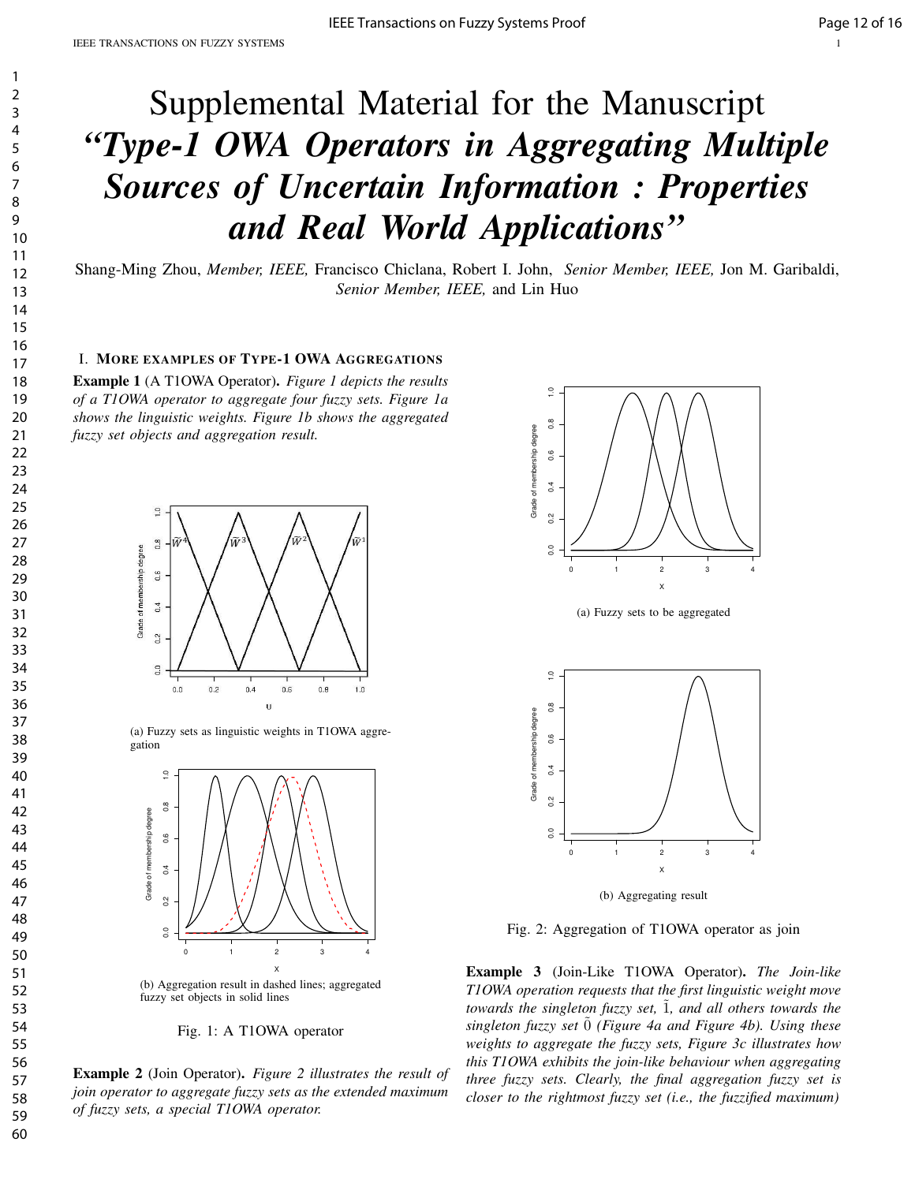# Supplemental Material for the Manuscript *"Type-1 OWA Operators in Aggregating Multiple Sources of Uncertain Information : Properties and Real World Applications"*

Shang-Ming Zhou, *Member, IEEE,* Francisco Chiclana, Robert I. John, *Senior Member, IEEE,* Jon M. Garibaldi, *Senior Member, IEEE,* and Lin Huo

## I. More examples of Type-1 OWA Aggregations

**Example 1** (A T1OWA Operator)**.** *Figure 1 depicts the results of a T1OWA operator to aggregate four fuzzy sets. Figure 1a shows the linguistic weights. Figure 1b shows the aggregated fuzzy set objects and aggregation result.*

Grade of membership degree

0.0 0.2 0.4 0.6 0.8 1.0

$\tilde{W}^4$ $\tilde{W}^3$ $\tilde{W}^2$ $\tilde{W}^1$

0.0 0.2 0.4 0.6 0.8 1.0

U

(a) Fuzzy sets as linguistic weights in T1OWA aggregation

Grade of membership degree

0.0 0.2 0.4 0.6 0.8 1.0

0 1 2 3 4

x

(b) Aggregation result in dashed lines; aggregated fuzzy set objects in solid lines

Fig. 1: A T1OWA operator

**Example 2** (Join Operator)**.** *Figure 2 illustrates the result of join operator to aggregate fuzzy sets as the extended maximum of fuzzy sets, a special T1OWA operator.*

Grade of membership degree

0.0 0.2 0.4 0.6 0.8 1.0

0 1 2 3 4

x

(a) Fuzzy sets to be aggregated

Grade of membership degree

0.0 0.2 0.4 0.6 0.8 1.0

0 1 2 3 4

x

(b) Aggregating result

Fig. 2: Aggregation of T1OWA operator as join

**Example 3** (Join-Like T1OWA Operator)**.** *The Join-like T1OWA operation requests that the first linguistic weight move towards the singleton fuzzy set, $\tilde{1}$, and all others towards the singleton fuzzy set $\tilde{0}$ (Figure 4a and Figure 4b). Using these weights to aggregate the fuzzy sets, Figure 3c illustrates how this T1OWA exhibits the join-like behaviour when aggregating three fuzzy sets. Clearly, the final aggregation fuzzy set is closer to the rightmost fuzzy set (i.e., the fuzzified maximum)*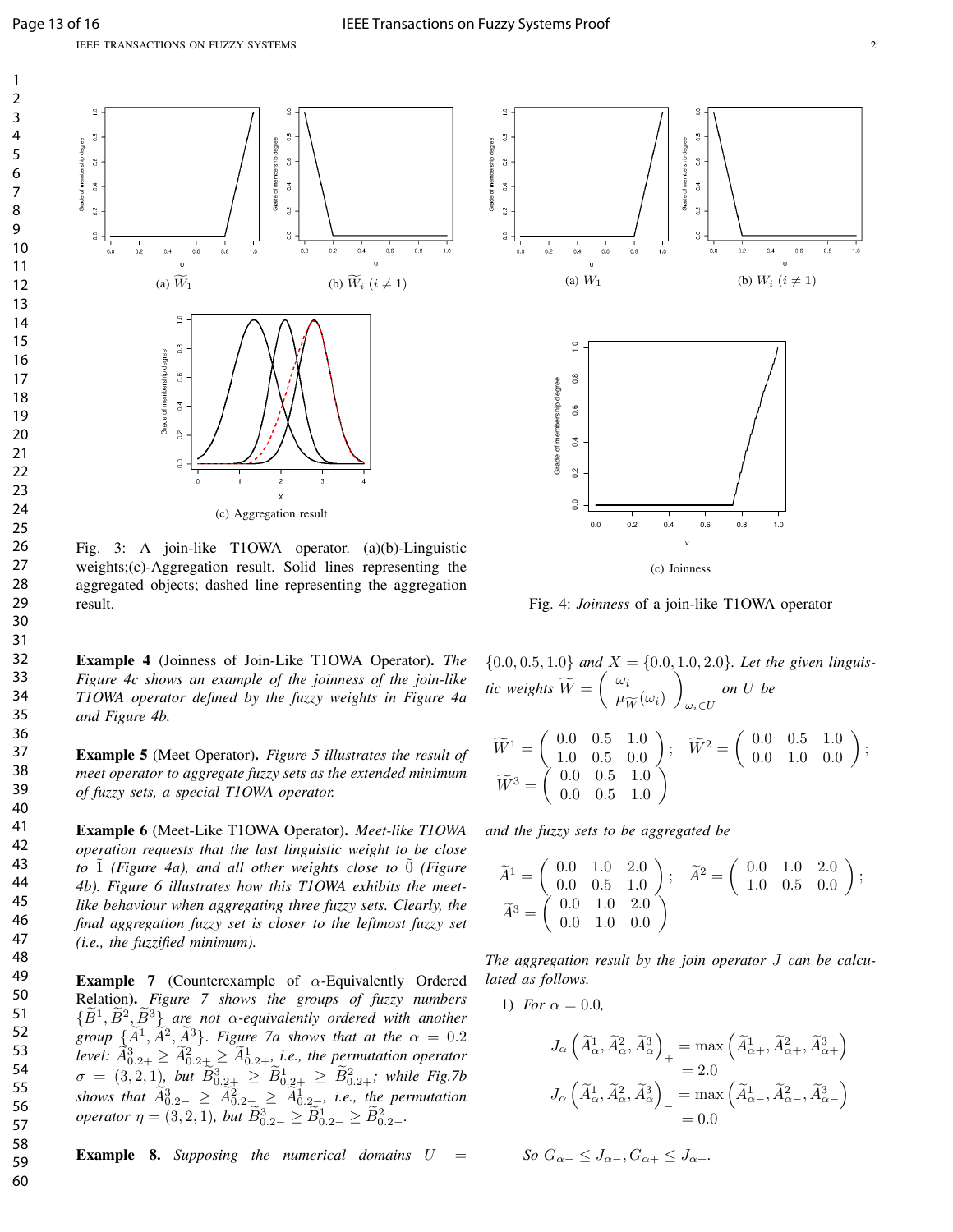(a) $\widetilde{W}_1$

(b) $\widetilde{W}_i$ $(i \neq 1)$

(c) Aggregation result

Fig. 3: A join-like T1OWA operator. (a)(b)-Linguistic weights;(c)-Aggregation result. Solid lines representing the aggregated objects; dashed line representing the aggregation result.

(a) $W_1$

(b) $W_i$ $(i \neq 1)$

(c) Joinness

Fig. 4: *Joinness* of a join-like T1OWA operator

**Example 4** (Joinness of Join-Like T1OWA Operator)**.** *The Figure 4c shows an example of the joinness of the join-like T1OWA operator defined by the fuzzy weights in Figure 4a and Figure 4b.*

**Example 5** (Meet Operator)**.** *Figure 5 illustrates the result of meet operator to aggregate fuzzy sets as the extended minimum of fuzzy sets, a special T1OWA operator.*

**Example 6** (Meet-Like T1OWA Operator)**.** *Meet-like T1OWA operation requests that the last linguistic weight to be close to $\tilde{1}$ (Figure 4a), and all other weights close to $\tilde{0}$ (Figure 4b). Figure 6 illustrates how this T1OWA exhibits the meet-like behaviour when aggregating three fuzzy sets. Clearly, the final aggregation fuzzy set is closer to the leftmost fuzzy set (i.e., the fuzzified minimum).*

**Example 7** (Counterexample of $\alpha$-Equivalently Ordered Relation)**.** *Figure 7 shows the groups of fuzzy numbers $\{\widetilde{B}^1, \widetilde{B}^2, \widetilde{B}^3\}$ are not $\alpha$-equivalently ordered with another group $\{\widetilde{A}^1, \widetilde{A}^2, \widetilde{A}^3\}$. Figure 7a shows that at the $\alpha = 0.2$ level: $\widetilde{A}^3_{0.2+} \geq \widetilde{A}^2_{0.2+} \geq \widetilde{A}^1_{0.2+}$, i.e., the permutation operator $\sigma = (3, 2, 1)$, but $\widetilde{B}^3_{0.2+} \geq \widetilde{B}^1_{0.2+} \geq \widetilde{B}^2_{0.2+}$; while Fig.7b shows that $\widetilde{A}^3_{0.2-} \geq \widetilde{A}^2_{0.2-} \geq \widetilde{A}^1_{0.2-}$, i.e., the permutation operator $\eta = (3, 2, 1)$, but $\widetilde{B}^3_{0.2-} \geq \widetilde{B}^1_{0.2-} \geq \widetilde{B}^2_{0.2-}$.*

**Example 8.** *Supposing the numerical domains $U = \{0.0, 0.5, 1.0\}$ and $X = \{0.0, 1.0, 2.0\}$. Let the given linguistic weights $\widetilde{W} = \begin{pmatrix} \omega_i \\ \mu_{\widetilde{W}}(\omega_i) \end{pmatrix}_{\omega_i \in U}$ on $U$ be*

$$\widetilde{W}^1 = \begin{pmatrix} 0.0 & 0.5 & 1.0 \\ 1.0 & 0.5 & 0.0 \end{pmatrix}; \quad \widetilde{W}^2 = \begin{pmatrix} 0.0 & 0.5 & 1.0 \\ 0.0 & 1.0 & 0.0 \end{pmatrix};$$
$$\widetilde{W}^3 = \begin{pmatrix} 0.0 & 0.5 & 1.0 \\ 0.0 & 0.5 & 1.0 \end{pmatrix}$$

*and the fuzzy sets to be aggregated be*

$$\widetilde{A}^1 = \begin{pmatrix} 0.0 & 1.0 & 2.0 \\ 0.0 & 0.5 & 1.0 \end{pmatrix}; \quad \widetilde{A}^2 = \begin{pmatrix} 0.0 & 1.0 & 2.0 \\ 1.0 & 0.5 & 0.0 \end{pmatrix};$$
$$\widetilde{A}^3 = \begin{pmatrix} 0.0 & 1.0 & 2.0 \\ 0.0 & 1.0 & 0.0 \end{pmatrix}$$

*The aggregation result by the join operator $J$ can be calculated as follows.*

1) *For $\alpha = 0.0$,*

$$J_\alpha\left(\widetilde{A}^1_\alpha, \widetilde{A}^2_\alpha, \widetilde{A}^3_\alpha\right)_+ = \max\left(\widetilde{A}^1_{\alpha+}, \widetilde{A}^2_{\alpha+}, \widetilde{A}^3_{\alpha+}\right) = 2.0$$
$$J_\alpha\left(\widetilde{A}^1_\alpha, \widetilde{A}^2_\alpha, \widetilde{A}^3_\alpha\right)_- = \max\left(\widetilde{A}^1_{\alpha-}, \widetilde{A}^2_{\alpha-}, \widetilde{A}^3_{\alpha-}\right) = 0.0$$

*So $G_{\alpha-} \leq J_{\alpha-}, G_{\alpha+} \leq J_{\alpha+}$.*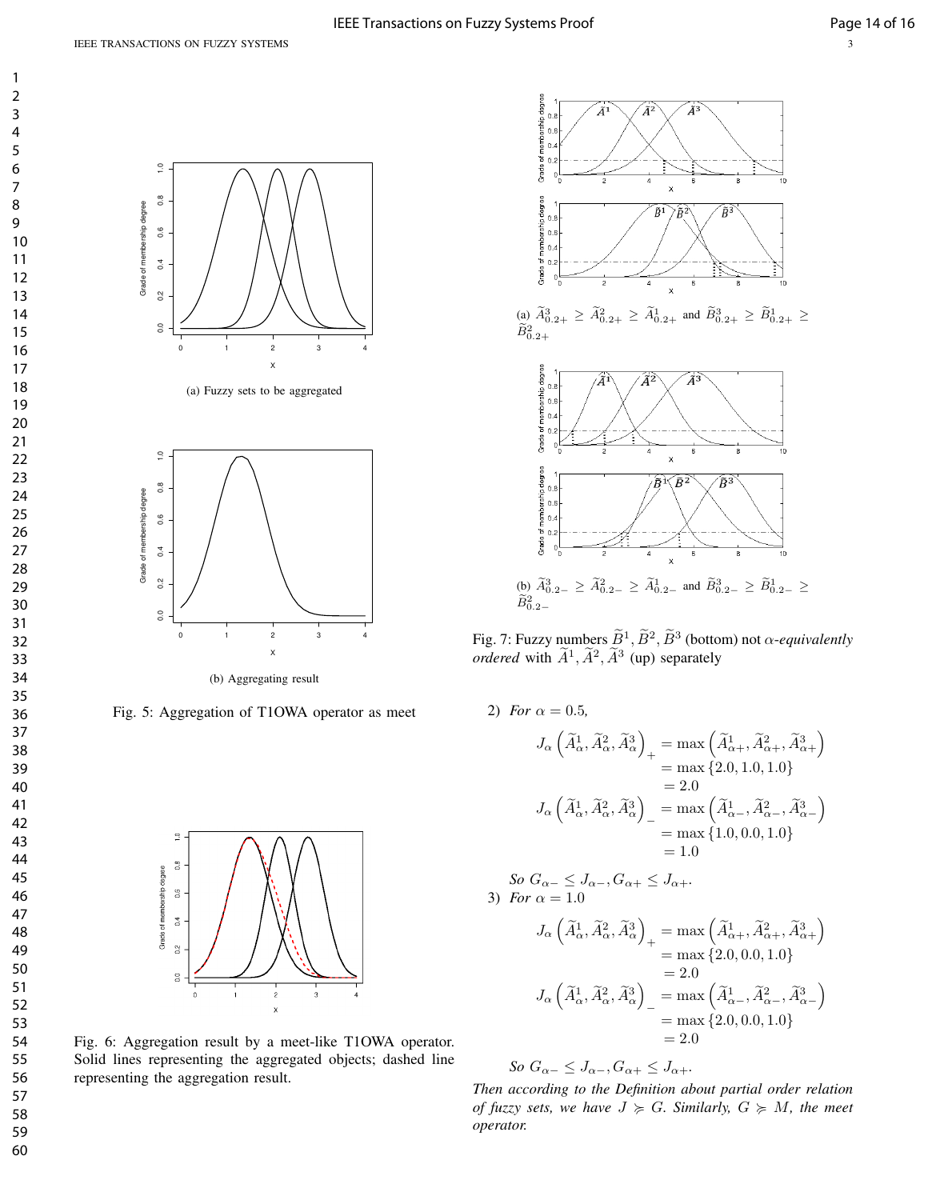(a) Fuzzy sets to be aggregated

(b) Aggregating result

Fig. 5: Aggregation of T1OWA operator as meet

Fig. 6: Aggregation result by a meet-like T1OWA operator. Solid lines representing the aggregated objects; dashed line representing the aggregation result.

(a) $\widetilde{A}^3_{0.2+} \geq \widetilde{A}^2_{0.2+} \geq \widetilde{A}^1_{0.2+}$ and $\widetilde{B}^3_{0.2+} \geq \widetilde{B}^1_{0.2+} \geq \widetilde{B}^2_{0.2+}$

(b) $\widetilde{A}^3_{0.2-} \geq \widetilde{A}^2_{0.2-} \geq \widetilde{A}^1_{0.2-}$ and $\widetilde{B}^3_{0.2-} \geq \widetilde{B}^1_{0.2-} \geq \widetilde{B}^2_{0.2-}$

Fig. 7: Fuzzy numbers $\widetilde{B}^1, \widetilde{B}^2, \widetilde{B}^3$ (bottom) not *α-equivalently ordered* with $\widetilde{A}^1, \widetilde{A}^2, \widetilde{A}^3$ (up) separately

2) *For* $\alpha = 0.5$,

$$
\begin{aligned}
J_\alpha\left(\widetilde{A}^1_\alpha, \widetilde{A}^2_\alpha, \widetilde{A}^3_\alpha\right)_+ &= \max\left(\widetilde{A}^1_{\alpha+}, \widetilde{A}^2_{\alpha+}, \widetilde{A}^3_{\alpha+}\right) \\
&= \max\{2.0, 1.0, 1.0\} \\
&= 2.0 \\
J_\alpha\left(\widetilde{A}^1_\alpha, \widetilde{A}^2_\alpha, \widetilde{A}^3_\alpha\right)_- &= \max\left(\widetilde{A}^1_{\alpha-}, \widetilde{A}^2_{\alpha-}, \widetilde{A}^3_{\alpha-}\right) \\
&= \max\{1.0, 0.0, 1.0\} \\
&= 1.0
\end{aligned}
$$

*So* $G_{\alpha-} \leq J_{\alpha-}, G_{\alpha+} \leq J_{\alpha+}$.

3) *For* $\alpha = 1.0$

$$
\begin{aligned}
J_\alpha\left(\widetilde{A}^1_\alpha, \widetilde{A}^2_\alpha, \widetilde{A}^3_\alpha\right)_+ &= \max\left(\widetilde{A}^1_{\alpha+}, \widetilde{A}^2_{\alpha+}, \widetilde{A}^3_{\alpha+}\right) \\
&= \max\{2.0, 0.0, 1.0\} \\
&= 2.0 \\
J_\alpha\left(\widetilde{A}^1_\alpha, \widetilde{A}^2_\alpha, \widetilde{A}^3_\alpha\right)_- &= \max\left(\widetilde{A}^1_{\alpha-}, \widetilde{A}^2_{\alpha-}, \widetilde{A}^3_{\alpha-}\right) \\
&= \max\{2.0, 0.0, 1.0\} \\
&= 2.0
\end{aligned}
$$

*So* $G_{\alpha-} \leq J_{\alpha-}, G_{\alpha+} \leq J_{\alpha+}$.

*Then according to the Definition about partial order relation of fuzzy sets, we have* $J \succcurlyeq G$*. Similarly,* $G \succcurlyeq M$*, the meet operator.*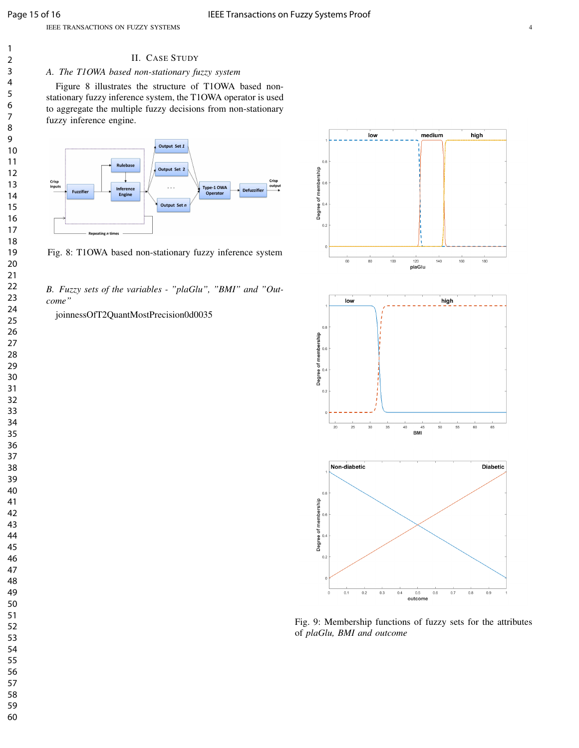## II. Case Study

### A. The T1OWA based non-stationary fuzzy system

Figure 8 illustrates the structure of T1OWA based non-stationary fuzzy inference system, the T1OWA operator is used to aggregate the multiple fuzzy decisions from non-stationary fuzzy inference engine.

Crisp inputs
Fuzzifier
Rulebase
Inference Engine
Repeating *n* times
Output Set *1*
Output Set 2
...
Output Set *n*
Type-1 OWA Operator
Defuzzifier
Crisp output

Fig. 8: T1OWA based non-stationary fuzzy inference system

### B. Fuzzy sets of the variables - "plaGlu", "BMI" and "Outcome"

joinnessOfT2QuantMostPrecision0d0035

low
medium
high
Degree of membership
0
0.2
0.4
0.6
0.8
1
60
80
100
120
140
160
180
plaGlu

low
high
Degree of membership
0
0.2
0.4
0.6
0.8
1
20
25
30
35
40
45
50
55
60
65
BMI

Non-diabetic
Diabetic
Degree of membership
0
0.2
0.4
0.6
0.8
1
0
0.1
0.2
0.3
0.4
0.5
0.6
0.7
0.8
0.9
1
outcome

Fig. 9: Membership functions of fuzzy sets for the attributes of *plaGlu, BMI and outcome*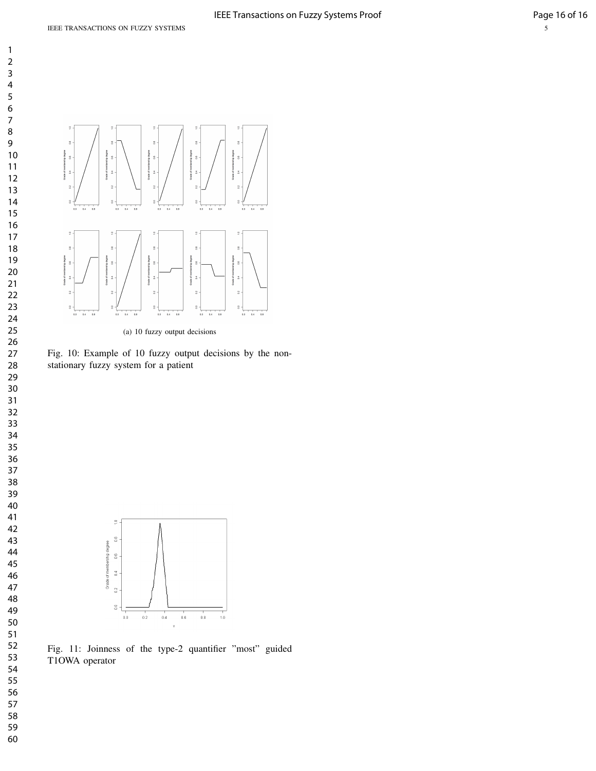(a) 10 fuzzy output decisions

Fig. 10: Example of 10 fuzzy output decisions by the non-stationary fuzzy system for a patient

Fig. 11: Joinness of the type-2 quantifier "most" guided T1OWA operator